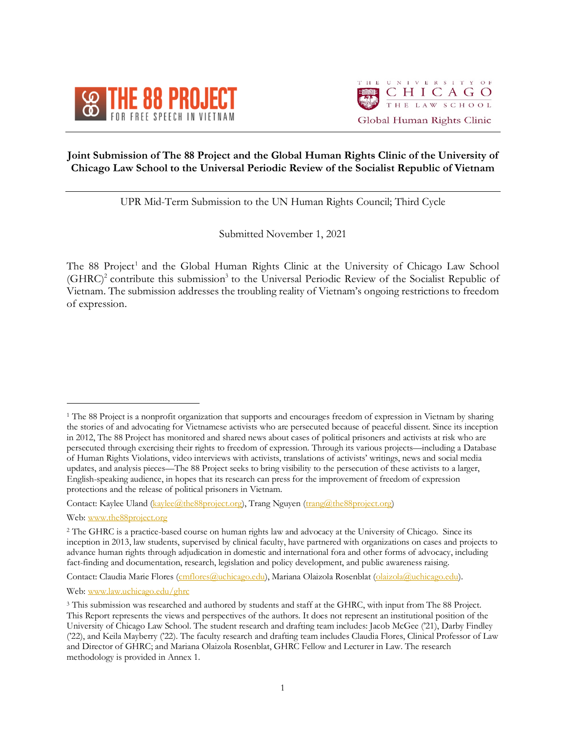THE 88 PROJECT
FOR FREE SPEECH IN VIETNAM

THE UNIVERSITY OF CHICAGO
THE LAW SCHOOL
Global Human Rights Clinic

**Joint Submission of The 88 Project and the Global Human Rights Clinic of the University of Chicago Law School to the Universal Periodic Review of the Socialist Republic of Vietnam**

UPR Mid-Term Submission to the UN Human Rights Council; Third Cycle

Submitted November 1, 2021

The 88 Project[1] and the Global Human Rights Clinic at the University of Chicago Law School (GHRC)[2] contribute this submission[3] to the Universal Periodic Review of the Socialist Republic of Vietnam. The submission addresses the troubling reality of Vietnam's ongoing restrictions to freedom of expression.

---

[1] The 88 Project is a nonprofit organization that supports and encourages freedom of expression in Vietnam by sharing the stories of and advocating for Vietnamese activists who are persecuted because of peaceful dissent. Since its inception in 2012, The 88 Project has monitored and shared news about cases of political prisoners and activists at risk who are persecuted through exercising their rights to freedom of expression. Through its various projects—including a Database of Human Rights Violations, video interviews with activists, translations of activists' writings, news and social media updates, and analysis pieces—The 88 Project seeks to bring visibility to the persecution of these activists to a larger, English-speaking audience, in hopes that its research can press for the improvement of freedom of expression protections and the release of political prisoners in Vietnam.

Contact: Kaylee Uland (kaylee@the88project.org), Trang Nguyen (trang@the88project.org)

Web: www.the88project.org

[2] The GHRC is a practice-based course on human rights law and advocacy at the University of Chicago. Since its inception in 2013, law students, supervised by clinical faculty, have partnered with organizations on cases and projects to advance human rights through adjudication in domestic and international fora and other forms of advocacy, including fact-finding and documentation, research, legislation and policy development, and public awareness raising.

Contact: Claudia Marie Flores (cmflores@uchicago.edu), Mariana Olaizola Rosenblat (olaizola@uchicago.edu).

Web: www.law.uchicago.edu/ghrc

[3] This submission was researched and authored by students and staff at the GHRC, with input from The 88 Project. This Report represents the views and perspectives of the authors. It does not represent an institutional position of the University of Chicago Law School. The student research and drafting team includes: Jacob McGee ('21), Darby Findley ('22), and Keila Mayberry ('22). The faculty research and drafting team includes Claudia Flores, Clinical Professor of Law and Director of GHRC; and Mariana Olaizola Rosenblat, GHRC Fellow and Lecturer in Law. The research methodology is provided in Annex 1.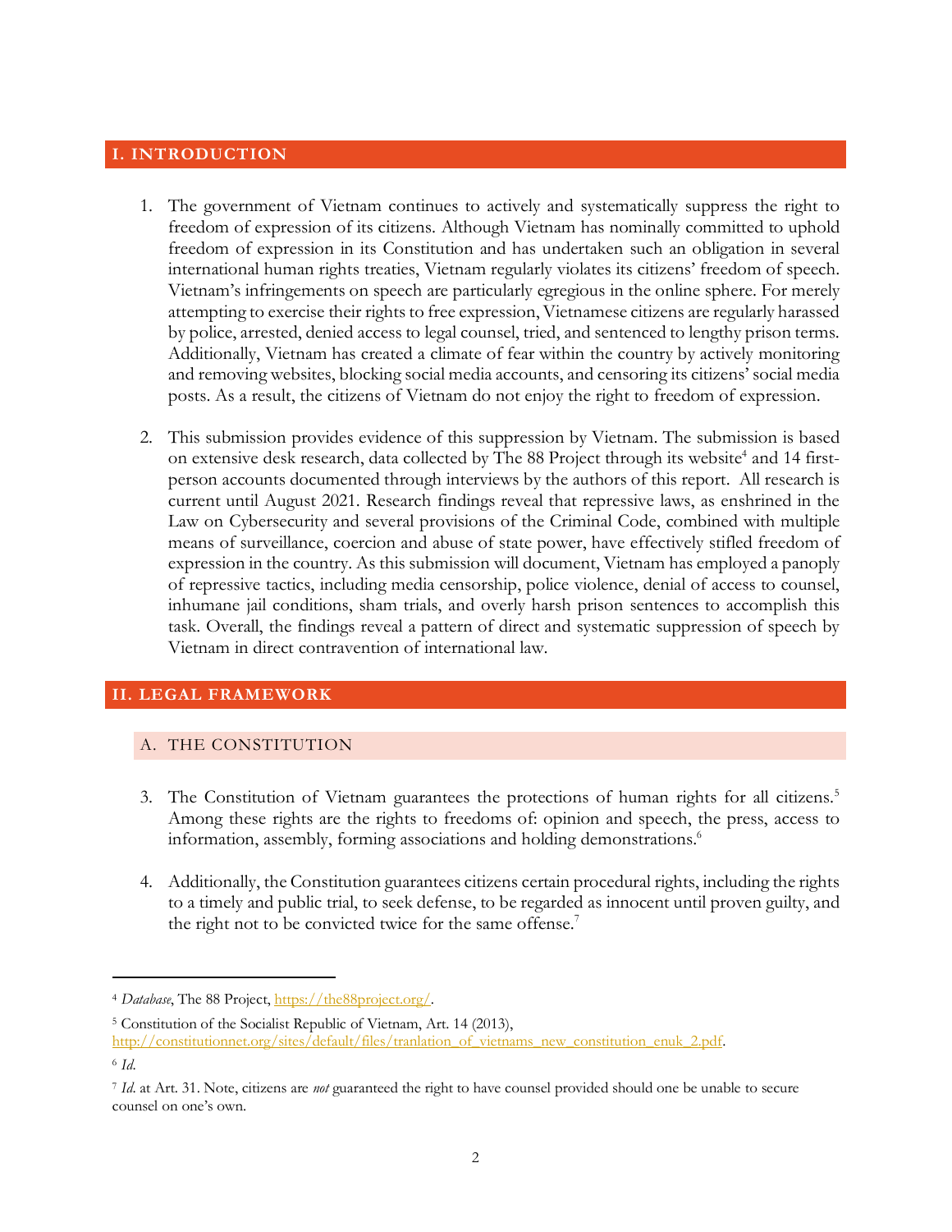## I. INTRODUCTION

1. The government of Vietnam continues to actively and systematically suppress the right to freedom of expression of its citizens. Although Vietnam has nominally committed to uphold freedom of expression in its Constitution and has undertaken such an obligation in several international human rights treaties, Vietnam regularly violates its citizens' freedom of speech. Vietnam's infringements on speech are particularly egregious in the online sphere. For merely attempting to exercise their rights to free expression, Vietnamese citizens are regularly harassed by police, arrested, denied access to legal counsel, tried, and sentenced to lengthy prison terms. Additionally, Vietnam has created a climate of fear within the country by actively monitoring and removing websites, blocking social media accounts, and censoring its citizens' social media posts. As a result, the citizens of Vietnam do not enjoy the right to freedom of expression.

2. This submission provides evidence of this suppression by Vietnam. The submission is based on extensive desk research, data collected by The 88 Project through its website[4] and 14 first-person accounts documented through interviews by the authors of this report. All research is current until August 2021. Research findings reveal that repressive laws, as enshrined in the Law on Cybersecurity and several provisions of the Criminal Code, combined with multiple means of surveillance, coercion and abuse of state power, have effectively stifled freedom of expression in the country. As this submission will document, Vietnam has employed a panoply of repressive tactics, including media censorship, police violence, denial of access to counsel, inhumane jail conditions, sham trials, and overly harsh prison sentences to accomplish this task. Overall, the findings reveal a pattern of direct and systematic suppression of speech by Vietnam in direct contravention of international law.

## II. LEGAL FRAMEWORK

### A. THE CONSTITUTION

3. The Constitution of Vietnam guarantees the protections of human rights for all citizens.[5] Among these rights are the rights to freedoms of: opinion and speech, the press, access to information, assembly, forming associations and holding demonstrations.[6]

4. Additionally, the Constitution guarantees citizens certain procedural rights, including the rights to a timely and public trial, to seek defense, to be regarded as innocent until proven guilty, and the right not to be convicted twice for the same offense.[7]

---

[4] *Database*, The 88 Project, https://the88project.org/.

[5] Constitution of the Socialist Republic of Vietnam, Art. 14 (2013), http://constitutionnet.org/sites/default/files/tranlation_of_vietnams_new_constitution_enuk_2.pdf.

[6] *Id.*

[7] *Id.* at Art. 31. Note, citizens are *not* guaranteed the right to have counsel provided should one be unable to secure counsel on one's own.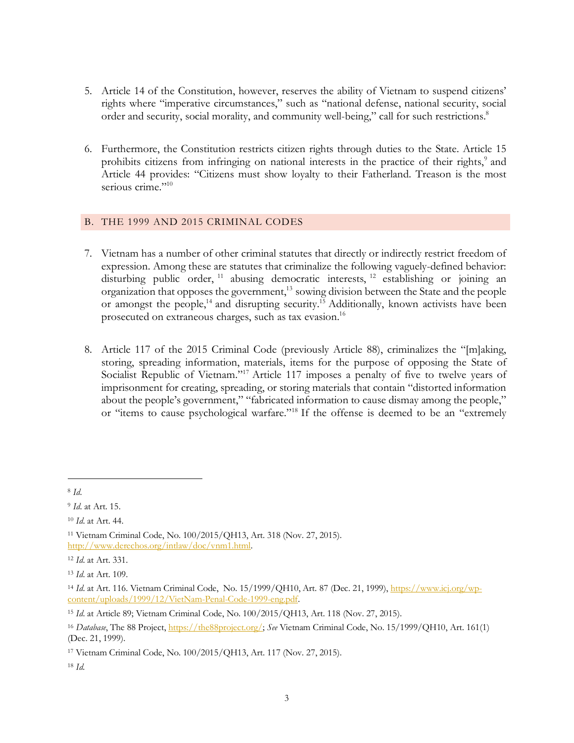5. Article 14 of the Constitution, however, reserves the ability of Vietnam to suspend citizens' rights where "imperative circumstances," such as "national defense, national security, social order and security, social morality, and community well-being," call for such restrictions.[8]

6. Furthermore, the Constitution restricts citizen rights through duties to the State. Article 15 prohibits citizens from infringing on national interests in the practice of their rights,[9] and Article 44 provides: "Citizens must show loyalty to their Fatherland. Treason is the most serious crime."[10]

## B. THE 1999 AND 2015 CRIMINAL CODES

7. Vietnam has a number of other criminal statutes that directly or indirectly restrict freedom of expression. Among these are statutes that criminalize the following vaguely-defined behavior: disturbing public order,[11] abusing democratic interests,[12] establishing or joining an organization that opposes the government,[13] sowing division between the State and the people or amongst the people,[14] and disrupting security.[15] Additionally, known activists have been prosecuted on extraneous charges, such as tax evasion.[16]

8. Article 117 of the 2015 Criminal Code (previously Article 88), criminalizes the "[m]aking, storing, spreading information, materials, items for the purpose of opposing the State of Socialist Republic of Vietnam."[17] Article 117 imposes a penalty of five to twelve years of imprisonment for creating, spreading, or storing materials that contain "distorted information about the people's government," "fabricated information to cause dismay among the people," or "items to cause psychological warfare."[18] If the offense is deemed to be an "extremely

---

[8] *Id.*

[9] *Id.* at Art. 15.

[10] *Id.* at Art. 44.

[11] Vietnam Criminal Code, No. 100/2015/QH13, Art. 318 (Nov. 27, 2015). http://www.derechos.org/intlaw/doc/vnm1.html.

[12] *Id.* at Art. 331.

[13] *Id.* at Art. 109.

[14] *Id.* at Art. 116. Vietnam Criminal Code, No. 15/1999/QH10, Art. 87 (Dec. 21, 1999), https://www.icj.org/wp-content/uploads/1999/12/VietNam-Penal-Code-1999-eng.pdf.

[15] *Id.* at Article 89; Vietnam Criminal Code, No. 100/2015/QH13, Art. 118 (Nov. 27, 2015).

[16] *Database*, The 88 Project, https://the88project.org/; *See* Vietnam Criminal Code, No. 15/1999/QH10, Art. 161(1) (Dec. 21, 1999).

[17] Vietnam Criminal Code, No. 100/2015/QH13, Art. 117 (Nov. 27, 2015).

[18] *Id.*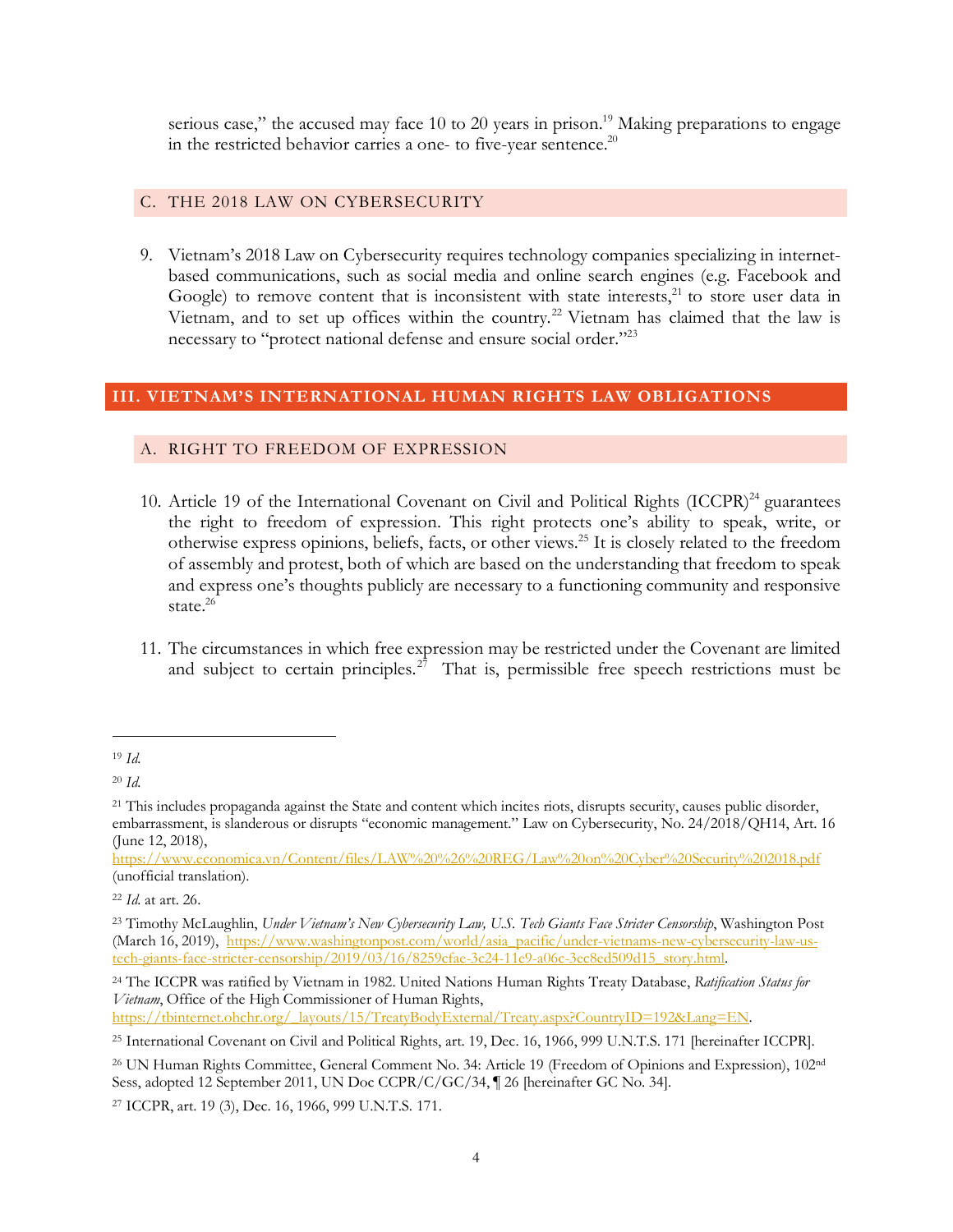serious case," the accused may face 10 to 20 years in prison.[19] Making preparations to engage in the restricted behavior carries a one- to five-year sentence.[20]

### C. THE 2018 LAW ON CYBERSECURITY

9. Vietnam's 2018 Law on Cybersecurity requires technology companies specializing in internet-based communications, such as social media and online search engines (e.g. Facebook and Google) to remove content that is inconsistent with state interests,[21] to store user data in Vietnam, and to set up offices within the country.[22] Vietnam has claimed that the law is necessary to "protect national defense and ensure social order."[23]

## III. VIETNAM'S INTERNATIONAL HUMAN RIGHTS LAW OBLIGATIONS

### A. RIGHT TO FREEDOM OF EXPRESSION

10. Article 19 of the International Covenant on Civil and Political Rights (ICCPR)[24] guarantees the right to freedom of expression. This right protects one's ability to speak, write, or otherwise express opinions, beliefs, facts, or other views.[25] It is closely related to the freedom of assembly and protest, both of which are based on the understanding that freedom to speak and express one's thoughts publicly are necessary to a functioning community and responsive state.[26]

11. The circumstances in which free expression may be restricted under the Covenant are limited and subject to certain principles.[27] That is, permissible free speech restrictions must be

---

[19] *Id.*

[20] *Id.*

[21] This includes propaganda against the State and content which incites riots, disrupts security, causes public disorder, embarrassment, is slanderous or disrupts "economic management." Law on Cybersecurity, No. 24/2018/QH14, Art. 16 (June 12, 2018), https://www.economica.vn/Content/files/LAW%20%26%20REG/Law%20on%20Cyber%20Security%202018.pdf (unofficial translation).

[22] *Id.* at art. 26.

[23] Timothy McLaughlin, *Under Vietnam's New Cybersecurity Law, U.S. Tech Giants Face Stricter Censorship*, Washington Post (March 16, 2019), https://www.washingtonpost.com/world/asia_pacific/under-vietnams-new-cybersecurity-law-us-tech-giants-face-stricter-censorship/2019/03/16/8259cfae-3c24-11e9-a06c-3ec8ed509d15_story.html.

[24] The ICCPR was ratified by Vietnam in 1982. United Nations Human Rights Treaty Database, *Ratification Status for Vietnam*, Office of the High Commissioner of Human Rights, https://tbinternet.ohchr.org/_layouts/15/TreatyBodyExternal/Treaty.aspx?CountryID=192&Lang=EN.

[25] International Covenant on Civil and Political Rights, art. 19, Dec. 16, 1966, 999 U.N.T.S. 171 [hereinafter ICCPR].

[26] UN Human Rights Committee, General Comment No. 34: Article 19 (Freedom of Opinions and Expression), 102nd Sess, adopted 12 September 2011, UN Doc CCPR/C/GC/34, ¶ 26 [hereinafter GC No. 34].

[27] ICCPR, art. 19 (3), Dec. 16, 1966, 999 U.N.T.S. 171.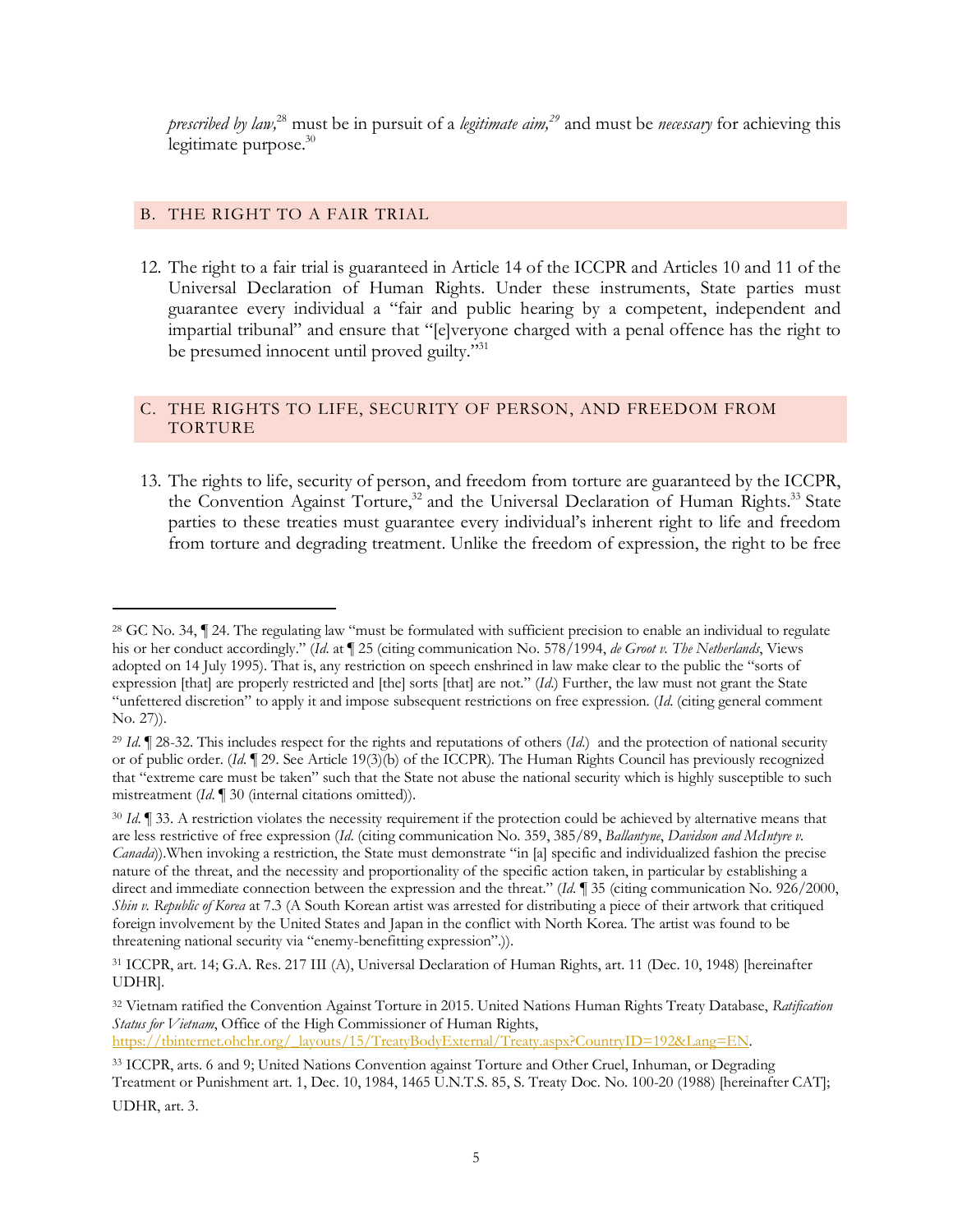*prescribed by law,*[28] must be in pursuit of a *legitimate aim,*[29] and must be *necessary* for achieving this legitimate purpose.[30]

## B. THE RIGHT TO A FAIR TRIAL

12. The right to a fair trial is guaranteed in Article 14 of the ICCPR and Articles 10 and 11 of the Universal Declaration of Human Rights. Under these instruments, State parties must guarantee every individual a "fair and public hearing by a competent, independent and impartial tribunal" and ensure that "[e]veryone charged with a penal offence has the right to be presumed innocent until proved guilty."[31]

## C. THE RIGHTS TO LIFE, SECURITY OF PERSON, AND FREEDOM FROM TORTURE

13. The rights to life, security of person, and freedom from torture are guaranteed by the ICCPR, the Convention Against Torture,[32] and the Universal Declaration of Human Rights.[33] State parties to these treaties must guarantee every individual's inherent right to life and freedom from torture and degrading treatment. Unlike the freedom of expression, the right to be free

---

[28] GC No. 34, ¶ 24. The regulating law "must be formulated with sufficient precision to enable an individual to regulate his or her conduct accordingly." (*Id.* at ¶ 25 (citing communication No. 578/1994, *de Groot v. The Netherlands*, Views adopted on 14 July 1995). That is, any restriction on speech enshrined in law make clear to the public the "sorts of expression [that] are properly restricted and [the] sorts [that] are not." (*Id.*) Further, the law must not grant the State "unfettered discretion" to apply it and impose subsequent restrictions on free expression. (*Id.* (citing general comment No. 27)).

[29] *Id.* ¶ 28-32. This includes respect for the rights and reputations of others (*Id.*) and the protection of national security or of public order. (*Id.* ¶ 29. See Article 19(3)(b) of the ICCPR). The Human Rights Council has previously recognized that "extreme care must be taken" such that the State not abuse the national security which is highly susceptible to such mistreatment (*Id.* ¶ 30 (internal citations omitted)).

[30] *Id.* ¶ 33. A restriction violates the necessity requirement if the protection could be achieved by alternative means that are less restrictive of free expression (*Id.* (citing communication No. 359, 385/89, *Ballantyne, Davidson and McIntyre v. Canada*)).When invoking a restriction, the State must demonstrate "in [a] specific and individualized fashion the precise nature of the threat, and the necessity and proportionality of the specific action taken, in particular by establishing a direct and immediate connection between the expression and the threat." (*Id.* ¶ 35 (citing communication No. 926/2000, *Shin v. Republic of Korea* at 7.3 (A South Korean artist was arrested for distributing a piece of their artwork that critiqued foreign involvement by the United States and Japan in the conflict with North Korea. The artist was found to be threatening national security via "enemy-benefitting expression".)).

[31] ICCPR, art. 14; G.A. Res. 217 III (A), Universal Declaration of Human Rights, art. 11 (Dec. 10, 1948) [hereinafter UDHR].

[32] Vietnam ratified the Convention Against Torture in 2015. United Nations Human Rights Treaty Database, *Ratification Status for Vietnam*, Office of the High Commissioner of Human Rights, https://tbinternet.ohchr.org/_layouts/15/TreatyBodyExternal/Treaty.aspx?CountryID=192&Lang=EN.

[33] ICCPR, arts. 6 and 9; United Nations Convention against Torture and Other Cruel, Inhuman, or Degrading Treatment or Punishment art. 1, Dec. 10, 1984, 1465 U.N.T.S. 85, S. Treaty Doc. No. 100-20 (1988) [hereinafter CAT]; UDHR, art. 3.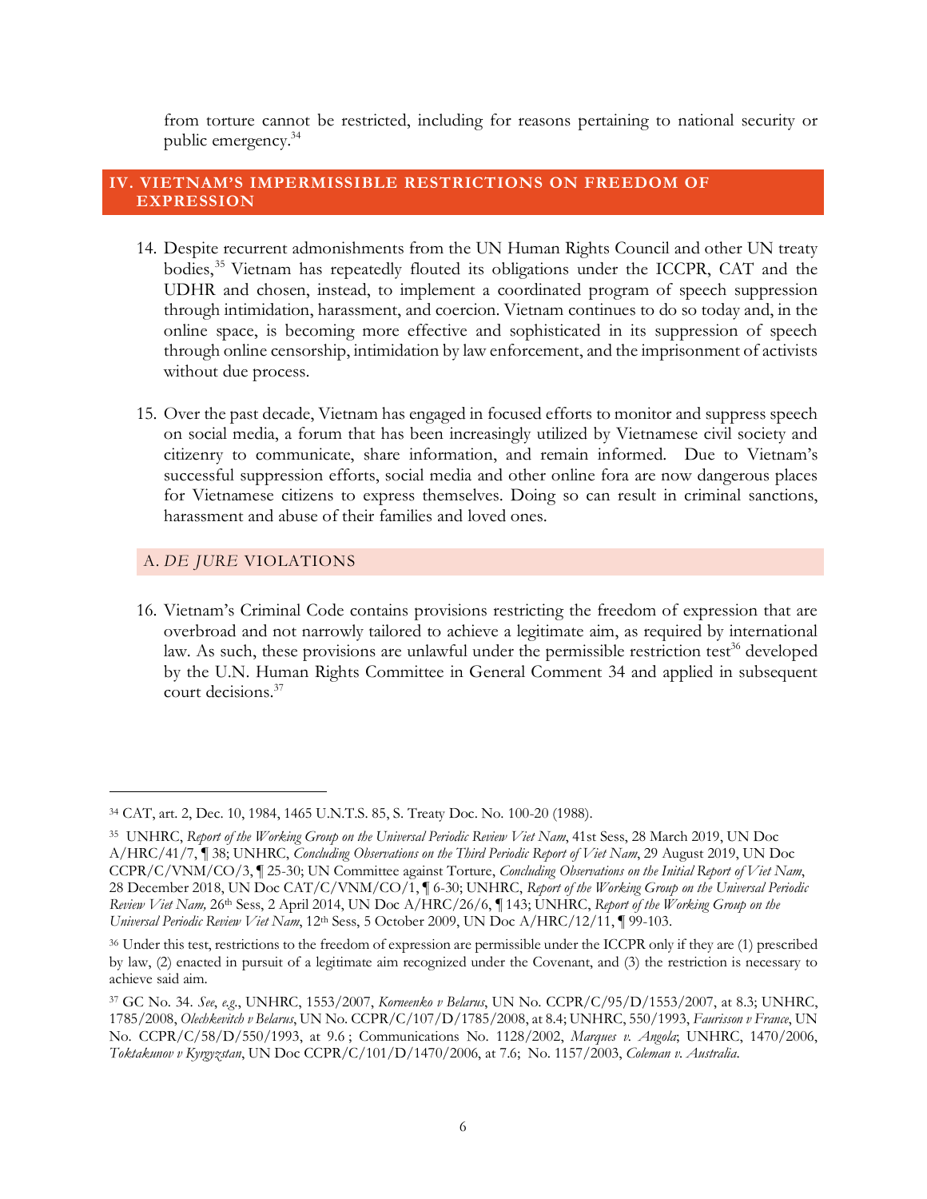from torture cannot be restricted, including for reasons pertaining to national security or public emergency.[34]

## IV. VIETNAM'S IMPERMISSIBLE RESTRICTIONS ON FREEDOM OF EXPRESSION

14. Despite recurrent admonishments from the UN Human Rights Council and other UN treaty bodies,[35] Vietnam has repeatedly flouted its obligations under the ICCPR, CAT and the UDHR and chosen, instead, to implement a coordinated program of speech suppression through intimidation, harassment, and coercion. Vietnam continues to do so today and, in the online space, is becoming more effective and sophisticated in its suppression of speech through online censorship, intimidation by law enforcement, and the imprisonment of activists without due process.

15. Over the past decade, Vietnam has engaged in focused efforts to monitor and suppress speech on social media, a forum that has been increasingly utilized by Vietnamese civil society and citizenry to communicate, share information, and remain informed. Due to Vietnam's successful suppression efforts, social media and other online fora are now dangerous places for Vietnamese citizens to express themselves. Doing so can result in criminal sanctions, harassment and abuse of their families and loved ones.

### A. *DE JURE* VIOLATIONS

16. Vietnam's Criminal Code contains provisions restricting the freedom of expression that are overbroad and not narrowly tailored to achieve a legitimate aim, as required by international law. As such, these provisions are unlawful under the permissible restriction test[36] developed by the U.N. Human Rights Committee in General Comment 34 and applied in subsequent court decisions.[37]

---

[34] CAT, art. 2, Dec. 10, 1984, 1465 U.N.T.S. 85, S. Treaty Doc. No. 100-20 (1988).

[35] UNHRC, *Report of the Working Group on the Universal Periodic Review Viet Nam*, 41st Sess, 28 March 2019, UN Doc A/HRC/41/7, ¶ 38; UNHRC, *Concluding Observations on the Third Periodic Report of Viet Nam*, 29 August 2019, UN Doc CCPR/C/VNM/CO/3, ¶ 25-30; UN Committee against Torture, *Concluding Observations on the Initial Report of Viet Nam*, 28 December 2018, UN Doc CAT/C/VNM/CO/1, ¶ 6-30; UNHRC, *Report of the Working Group on the Universal Periodic Review Viet Nam,* 26th Sess, 2 April 2014, UN Doc A/HRC/26/6, ¶ 143; UNHRC, *Report of the Working Group on the Universal Periodic Review Viet Nam*, 12th Sess, 5 October 2009, UN Doc A/HRC/12/11, ¶ 99-103.

[36] Under this test, restrictions to the freedom of expression are permissible under the ICCPR only if they are (1) prescribed by law, (2) enacted in pursuit of a legitimate aim recognized under the Covenant, and (3) the restriction is necessary to achieve said aim.

[37] GC No. 34. *See*, *e.g.*, UNHRC, 1553/2007, *Korneenko v Belarus*, UN No. CCPR/C/95/D/1553/2007, at 8.3; UNHRC, 1785/2008, *Olechkevitch v Belarus*, UN No. CCPR/C/107/D/1785/2008, at 8.4; UNHRC, 550/1993, *Faurisson v France*, UN No. CCPR/C/58/D/550/1993, at 9.6 ; Communications No. 1128/2002, *Marques v. Angola*; UNHRC, 1470/2006, *Toktakunov v Kyrgyzstan*, UN Doc CCPR/C/101/D/1470/2006, at 7.6; No. 1157/2003, *Coleman v. Australia*.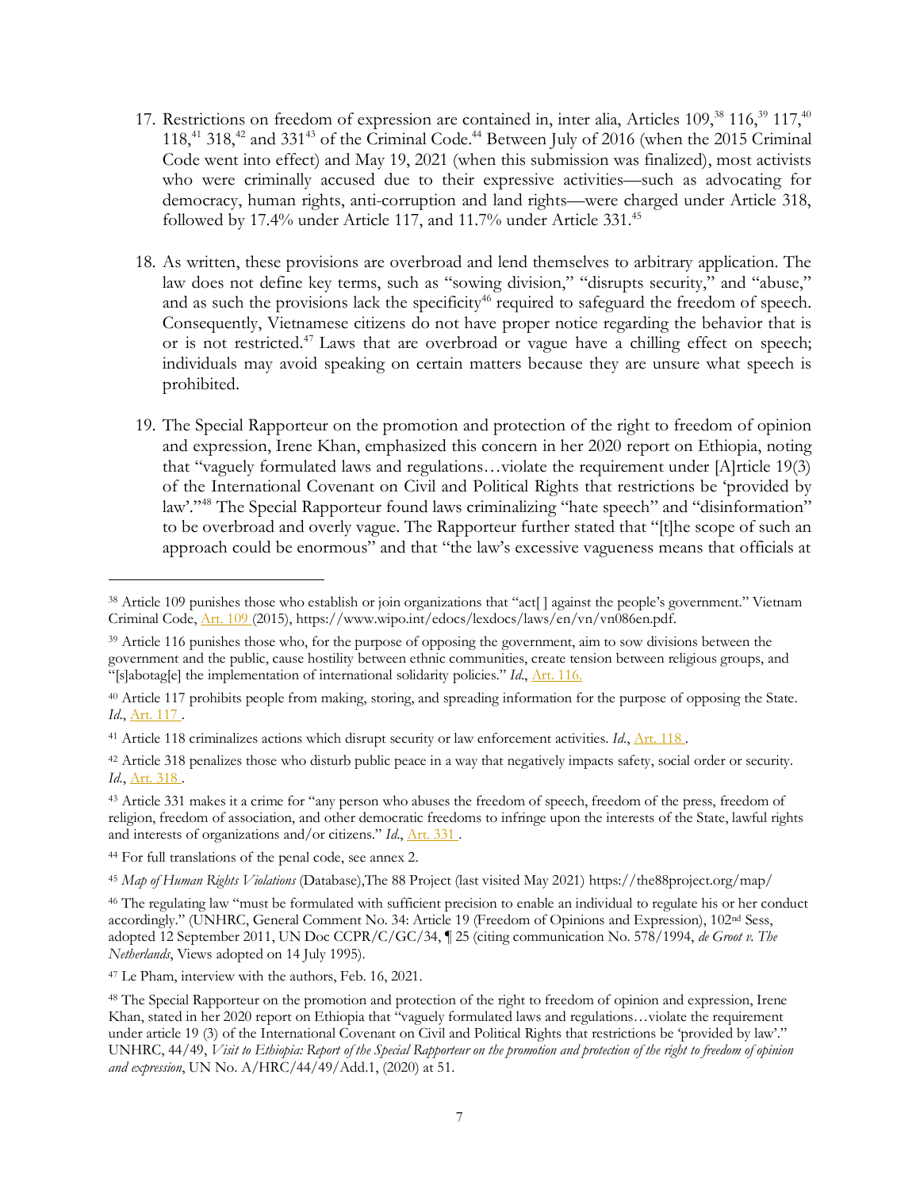17. Restrictions on freedom of expression are contained in, inter alia, Articles 109,[38] 116,[39] 117,[40] 118,[41] 318,[42] and 331[43] of the Criminal Code.[44] Between July of 2016 (when the 2015 Criminal Code went into effect) and May 19, 2021 (when this submission was finalized), most activists who were criminally accused due to their expressive activities—such as advocating for democracy, human rights, anti-corruption and land rights—were charged under Article 318, followed by 17.4% under Article 117, and 11.7% under Article 331.[45]

18. As written, these provisions are overbroad and lend themselves to arbitrary application. The law does not define key terms, such as "sowing division," "disrupts security," and "abuse," and as such the provisions lack the specificity[46] required to safeguard the freedom of speech. Consequently, Vietnamese citizens do not have proper notice regarding the behavior that is or is not restricted.[47] Laws that are overbroad or vague have a chilling effect on speech; individuals may avoid speaking on certain matters because they are unsure what speech is prohibited.

19. The Special Rapporteur on the promotion and protection of the right to freedom of opinion and expression, Irene Khan, emphasized this concern in her 2020 report on Ethiopia, noting that "vaguely formulated laws and regulations…violate the requirement under [A]rticle 19(3) of the International Covenant on Civil and Political Rights that restrictions be 'provided by law'."[48] The Special Rapporteur found laws criminalizing "hate speech" and "disinformation" to be overbroad and overly vague. The Rapporteur further stated that "[t]he scope of such an approach could be enormous" and that "the law's excessive vagueness means that officials at

---

[38] Article 109 punishes those who establish or join organizations that "act[ ] against the people's government." Vietnam Criminal Code, Art. 109 (2015), https://www.wipo.int/edocs/lexdocs/laws/en/vn/vn086en.pdf.

[39] Article 116 punishes those who, for the purpose of opposing the government, aim to sow divisions between the government and the public, cause hostility between ethnic communities, create tension between religious groups, and "[s]abotag[e] the implementation of international solidarity policies." *Id*., Art. 116.

[40] Article 117 prohibits people from making, storing, and spreading information for the purpose of opposing the State. *Id*., Art. 117 .

[41] Article 118 criminalizes actions which disrupt security or law enforcement activities. *Id*., Art. 118 .

[42] Article 318 penalizes those who disturb public peace in a way that negatively impacts safety, social order or security. *Id*., Art. 318 .

[43] Article 331 makes it a crime for "any person who abuses the freedom of speech, freedom of the press, freedom of religion, freedom of association, and other democratic freedoms to infringe upon the interests of the State, lawful rights and interests of organizations and/or citizens." *Id*., Art. 331 .

[44] For full translations of the penal code, see annex 2.

[45] *Map of Human Rights Violations* (Database),The 88 Project (last visited May 2021) https://the88project.org/map/

[46] The regulating law "must be formulated with sufficient precision to enable an individual to regulate his or her conduct accordingly." (UNHRC, General Comment No. 34: Article 19 (Freedom of Opinions and Expression), 102nd Sess, adopted 12 September 2011, UN Doc CCPR/C/GC/34, ¶ 25 (citing communication No. 578/1994, *de Groot v. The Netherlands*, Views adopted on 14 July 1995).

[47] Le Pham, interview with the authors, Feb. 16, 2021.

[48] The Special Rapporteur on the promotion and protection of the right to freedom of opinion and expression, Irene Khan, stated in her 2020 report on Ethiopia that "vaguely formulated laws and regulations…violate the requirement under article 19 (3) of the International Covenant on Civil and Political Rights that restrictions be 'provided by law'." UNHRC, 44/49, *Visit to Ethiopia: Report of the Special Rapporteur on the promotion and protection of the right to freedom of opinion and expression*, UN No. A/HRC/44/49/Add.1, (2020) at 51.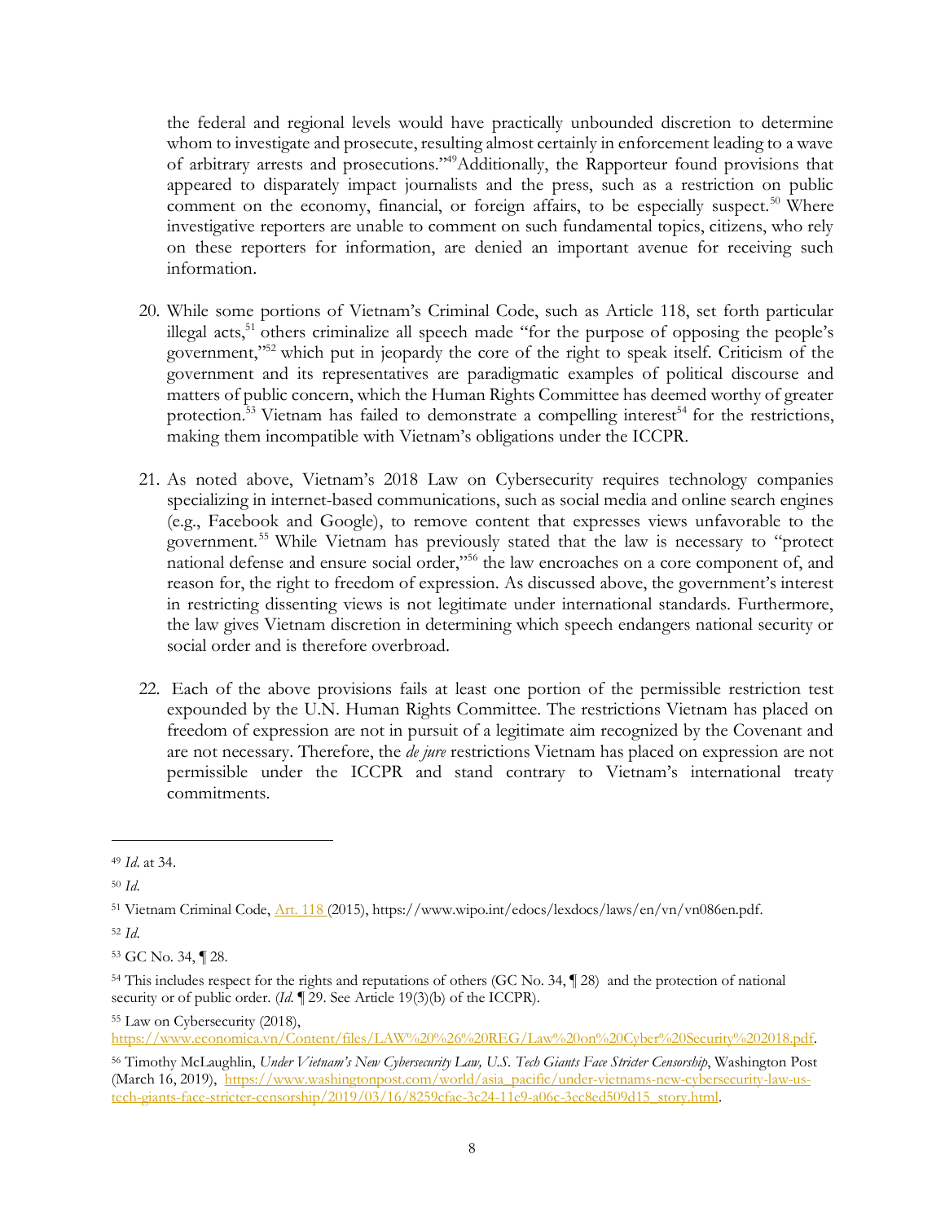the federal and regional levels would have practically unbounded discretion to determine whom to investigate and prosecute, resulting almost certainly in enforcement leading to a wave of arbitrary arrests and prosecutions."[49] Additionally, the Rapporteur found provisions that appeared to disparately impact journalists and the press, such as a restriction on public comment on the economy, financial, or foreign affairs, to be especially suspect.[50] Where investigative reporters are unable to comment on such fundamental topics, citizens, who rely on these reporters for information, are denied an important avenue for receiving such information.

20. While some portions of Vietnam's Criminal Code, such as Article 118, set forth particular illegal acts,[51] others criminalize all speech made "for the purpose of opposing the people's government,"[52] which put in jeopardy the core of the right to speak itself. Criticism of the government and its representatives are paradigmatic examples of political discourse and matters of public concern, which the Human Rights Committee has deemed worthy of greater protection.[53] Vietnam has failed to demonstrate a compelling interest[54] for the restrictions, making them incompatible with Vietnam's obligations under the ICCPR.

21. As noted above, Vietnam's 2018 Law on Cybersecurity requires technology companies specializing in internet-based communications, such as social media and online search engines (e.g., Facebook and Google), to remove content that expresses views unfavorable to the government.[55] While Vietnam has previously stated that the law is necessary to "protect national defense and ensure social order,"[56] the law encroaches on a core component of, and reason for, the right to freedom of expression. As discussed above, the government's interest in restricting dissenting views is not legitimate under international standards. Furthermore, the law gives Vietnam discretion in determining which speech endangers national security or social order and is therefore overbroad.

22. Each of the above provisions fails at least one portion of the permissible restriction test expounded by the U.N. Human Rights Committee. The restrictions Vietnam has placed on freedom of expression are not in pursuit of a legitimate aim recognized by the Covenant and are not necessary. Therefore, the *de jure* restrictions Vietnam has placed on expression are not permissible under the ICCPR and stand contrary to Vietnam's international treaty commitments.

---

[49] *Id.* at 34.

[50] *Id.*

[51] Vietnam Criminal Code, Art. 118 (2015), https://www.wipo.int/edocs/lexdocs/laws/en/vn/vn086en.pdf.

[52] *Id.*

[53] GC No. 34, ¶ 28.

[54] This includes respect for the rights and reputations of others (GC No. 34, ¶ 28) and the protection of national security or of public order. (*Id.* ¶ 29. See Article 19(3)(b) of the ICCPR).

[55] Law on Cybersecurity (2018), https://www.economica.vn/Content/files/LAW%20%26%20REG/Law%20on%20Cyber%20Security%202018.pdf.

[56] Timothy McLaughlin, *Under Vietnam's New Cybersecurity Law, U.S. Tech Giants Face Stricter Censorship*, Washington Post (March 16, 2019), https://www.washingtonpost.com/world/asia_pacific/under-vietnams-new-cybersecurity-law-us-tech-giants-face-stricter-censorship/2019/03/16/8259cfae-3c24-11e9-a06c-3ec8ed509d15_story.html.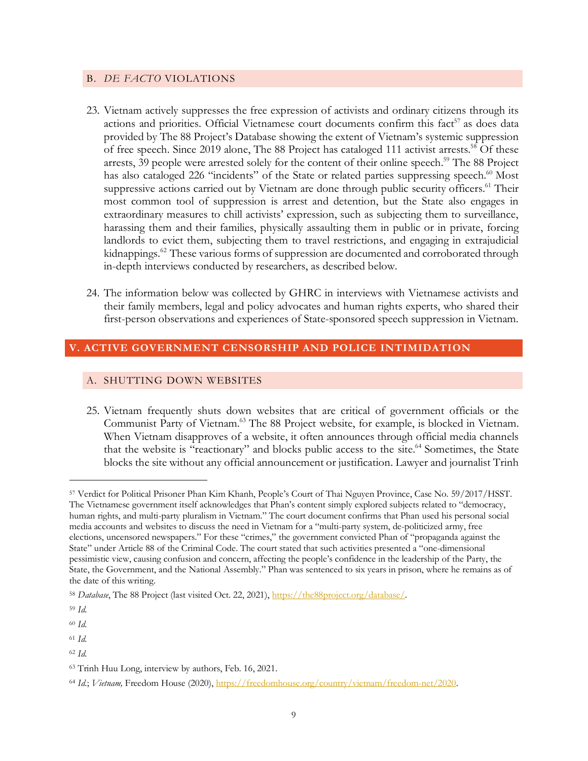### B. *DE FACTO* VIOLATIONS

23. Vietnam actively suppresses the free expression of activists and ordinary citizens through its actions and priorities. Official Vietnamese court documents confirm this fact[57] as does data provided by The 88 Project's Database showing the extent of Vietnam's systemic suppression of free speech. Since 2019 alone, The 88 Project has cataloged 111 activist arrests.[58] Of these arrests, 39 people were arrested solely for the content of their online speech.[59] The 88 Project has also cataloged 226 "incidents" of the State or related parties suppressing speech.[60] Most suppressive actions carried out by Vietnam are done through public security officers.[61] Their most common tool of suppression is arrest and detention, but the State also engages in extraordinary measures to chill activists' expression, such as subjecting them to surveillance, harassing them and their families, physically assaulting them in public or in private, forcing landlords to evict them, subjecting them to travel restrictions, and engaging in extrajudicial kidnappings.[62] These various forms of suppression are documented and corroborated through in-depth interviews conducted by researchers, as described below.

24. The information below was collected by GHRC in interviews with Vietnamese activists and their family members, legal and policy advocates and human rights experts, who shared their first-person observations and experiences of State-sponsored speech suppression in Vietnam.

## V. ACTIVE GOVERNMENT CENSORSHIP AND POLICE INTIMIDATION

### A. SHUTTING DOWN WEBSITES

25. Vietnam frequently shuts down websites that are critical of government officials or the Communist Party of Vietnam.[63] The 88 Project website, for example, is blocked in Vietnam. When Vietnam disapproves of a website, it often announces through official media channels that the website is "reactionary" and blocks public access to the site.[64] Sometimes, the State blocks the site without any official announcement or justification. Lawyer and journalist Trinh

---

[57] Verdict for Political Prisoner Phan Kim Khanh, People's Court of Thai Nguyen Province, Case No. 59/2017/HSST. The Vietnamese government itself acknowledges that Phan's content simply explored subjects related to "democracy, human rights, and multi-party pluralism in Vietnam." The court document confirms that Phan used his personal social media accounts and websites to discuss the need in Vietnam for a "multi-party system, de-politicized army, free elections, uncensored newspapers." For these "crimes," the government convicted Phan of "propaganda against the State" under Article 88 of the Criminal Code. The court stated that such activities presented a "one-dimensional pessimistic view, causing confusion and concern, affecting the people's confidence in the leadership of the Party, the State, the Government, and the National Assembly." Phan was sentenced to six years in prison, where he remains as of the date of this writing.

[58] *Database*, The 88 Project (last visited Oct. 22, 2021), https://the88project.org/database/.

[59] *Id.*

[60] *Id.*

[61] *Id.*

[62] *Id.*

[63] Trinh Huu Long, interview by authors, Feb. 16, 2021.

[64] *Id.*; *Vietnam,* Freedom House (2020), https://freedomhouse.org/country/vietnam/freedom-net/2020.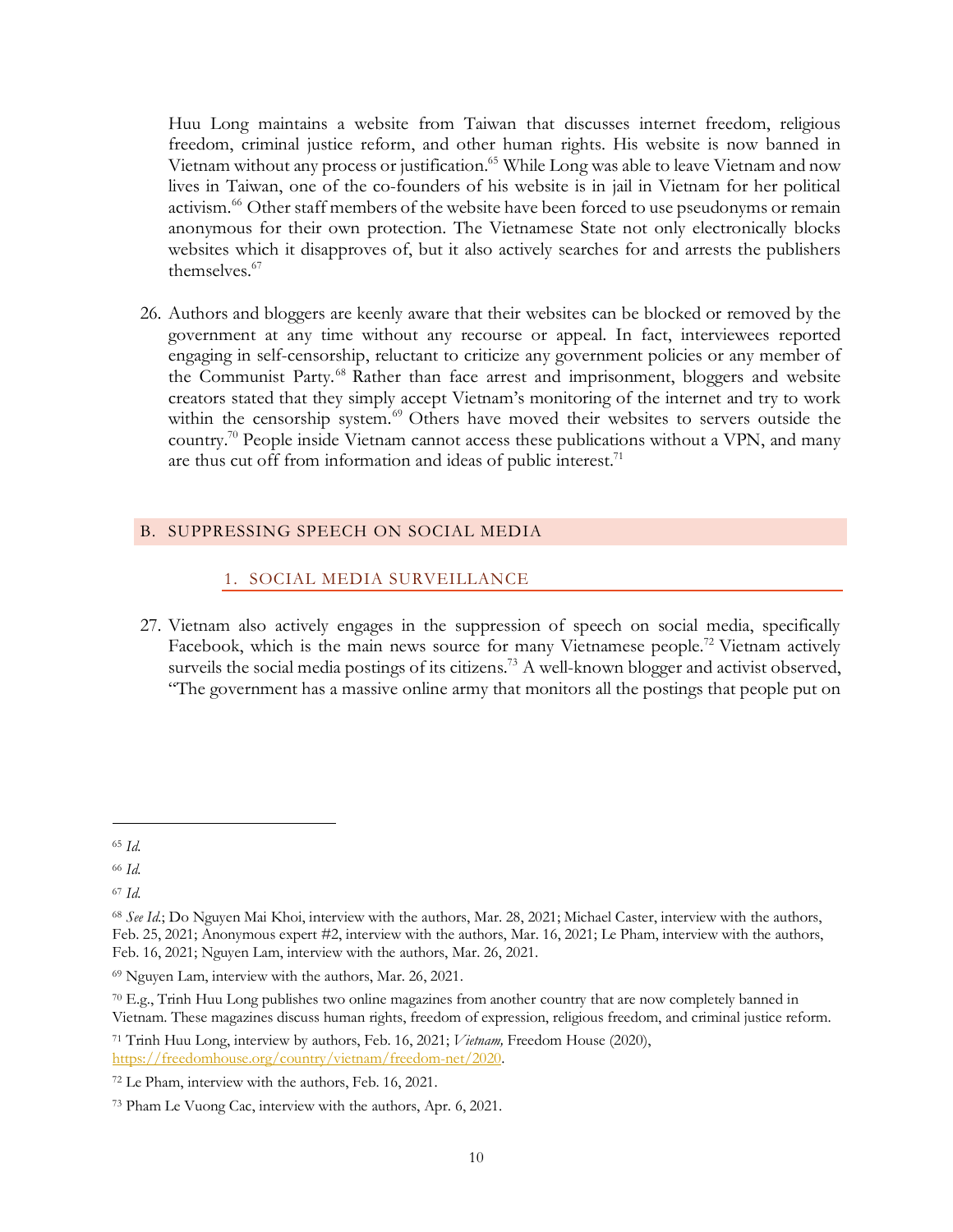Huu Long maintains a website from Taiwan that discusses internet freedom, religious freedom, criminal justice reform, and other human rights. His website is now banned in Vietnam without any process or justification.[65] While Long was able to leave Vietnam and now lives in Taiwan, one of the co-founders of his website is in jail in Vietnam for her political activism.[66] Other staff members of the website have been forced to use pseudonyms or remain anonymous for their own protection. The Vietnamese State not only electronically blocks websites which it disapproves of, but it also actively searches for and arrests the publishers themselves.[67]

26. Authors and bloggers are keenly aware that their websites can be blocked or removed by the government at any time without any recourse or appeal. In fact, interviewees reported engaging in self-censorship, reluctant to criticize any government policies or any member of the Communist Party.[68] Rather than face arrest and imprisonment, bloggers and website creators stated that they simply accept Vietnam's monitoring of the internet and try to work within the censorship system.[69] Others have moved their websites to servers outside the country.[70] People inside Vietnam cannot access these publications without a VPN, and many are thus cut off from information and ideas of public interest.[71]

## B. SUPPRESSING SPEECH ON SOCIAL MEDIA

### 1. SOCIAL MEDIA SURVEILLANCE

27. Vietnam also actively engages in the suppression of speech on social media, specifically Facebook, which is the main news source for many Vietnamese people.[72] Vietnam actively surveils the social media postings of its citizens.[73] A well-known blogger and activist observed, "The government has a massive online army that monitors all the postings that people put on

---

[65] *Id.*

[66] *Id.*

[67] *Id.*

[68] *See Id.*; Do Nguyen Mai Khoi, interview with the authors, Mar. 28, 2021; Michael Caster, interview with the authors, Feb. 25, 2021; Anonymous expert #2, interview with the authors, Mar. 16, 2021; Le Pham, interview with the authors, Feb. 16, 2021; Nguyen Lam, interview with the authors, Mar. 26, 2021.

[69] Nguyen Lam, interview with the authors, Mar. 26, 2021.

[70] E.g., Trinh Huu Long publishes two online magazines from another country that are now completely banned in Vietnam. These magazines discuss human rights, freedom of expression, religious freedom, and criminal justice reform.

[71] Trinh Huu Long, interview by authors, Feb. 16, 2021; *Vietnam,* Freedom House (2020), https://freedomhouse.org/country/vietnam/freedom-net/2020.

[72] Le Pham, interview with the authors, Feb. 16, 2021.

[73] Pham Le Vuong Cac, interview with the authors, Apr. 6, 2021.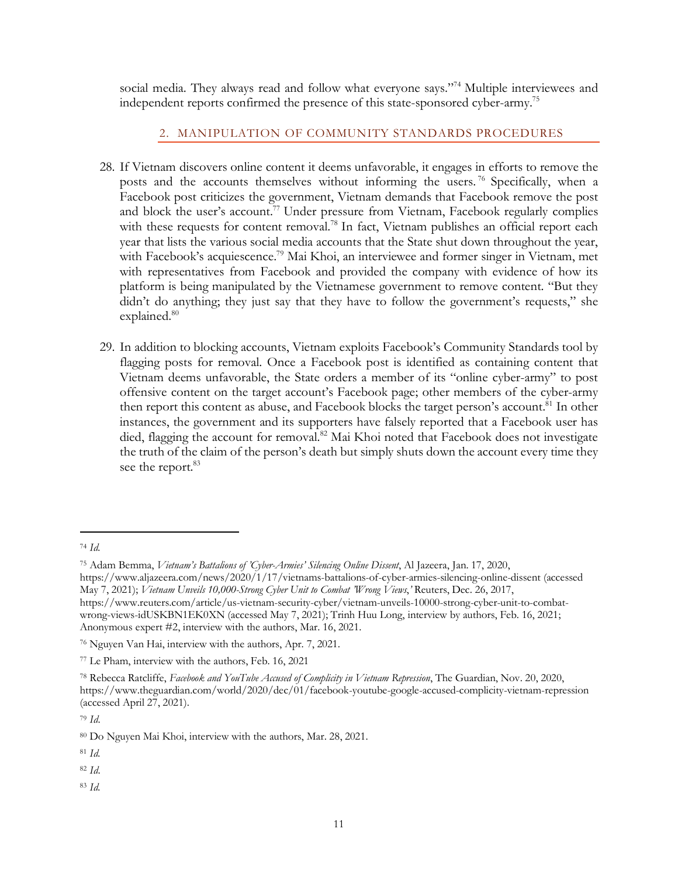social media. They always read and follow what everyone says."[74] Multiple interviewees and independent reports confirmed the presence of this state-sponsored cyber-army.[75]

## 2. MANIPULATION OF COMMUNITY STANDARDS PROCEDURES

28. If Vietnam discovers online content it deems unfavorable, it engages in efforts to remove the posts and the accounts themselves without informing the users.[76] Specifically, when a Facebook post criticizes the government, Vietnam demands that Facebook remove the post and block the user's account.[77] Under pressure from Vietnam, Facebook regularly complies with these requests for content removal.[78] In fact, Vietnam publishes an official report each year that lists the various social media accounts that the State shut down throughout the year, with Facebook's acquiescence.[79] Mai Khoi, an interviewee and former singer in Vietnam, met with representatives from Facebook and provided the company with evidence of how its platform is being manipulated by the Vietnamese government to remove content. "But they didn't do anything; they just say that they have to follow the government's requests," she explained.[80]

29. In addition to blocking accounts, Vietnam exploits Facebook's Community Standards tool by flagging posts for removal. Once a Facebook post is identified as containing content that Vietnam deems unfavorable, the State orders a member of its "online cyber-army" to post offensive content on the target account's Facebook page; other members of the cyber-army then report this content as abuse, and Facebook blocks the target person's account.[81] In other instances, the government and its supporters have falsely reported that a Facebook user has died, flagging the account for removal.[82] Mai Khoi noted that Facebook does not investigate the truth of the claim of the person's death but simply shuts down the account every time they see the report.[83]

---

[74] *Id.*

[75] Adam Bemma, *Vietnam's Battalions of 'Cyber-Armies' Silencing Online Dissent*, Al Jazeera, Jan. 17, 2020, https://www.aljazeera.com/news/2020/1/17/vietnams-battalions-of-cyber-armies-silencing-online-dissent (accessed May 7, 2021); *Vietnam Unveils 10,000-Strong Cyber Unit to Combat 'Wrong Views,'* Reuters, Dec. 26, 2017, https://www.reuters.com/article/us-vietnam-security-cyber/vietnam-unveils-10000-strong-cyber-unit-to-combat-wrong-views-idUSKBN1EK0XN (accessed May 7, 2021); Trinh Huu Long, interview by authors, Feb. 16, 2021; Anonymous expert #2, interview with the authors, Mar. 16, 2021.

[76] Nguyen Van Hai, interview with the authors, Apr. 7, 2021.

[77] Le Pham, interview with the authors, Feb. 16, 2021

[78] Rebecca Ratcliffe, *Facebook and YouTube Accused of Complicity in Vietnam Repression*, The Guardian, Nov. 20, 2020, https://www.theguardian.com/world/2020/dec/01/facebook-youtube-google-accused-complicity-vietnam-repression (accessed April 27, 2021).

[79] *Id.*

[80] Do Nguyen Mai Khoi, interview with the authors, Mar. 28, 2021.

[81] *Id.*

[82] *Id.*

[83] *Id.*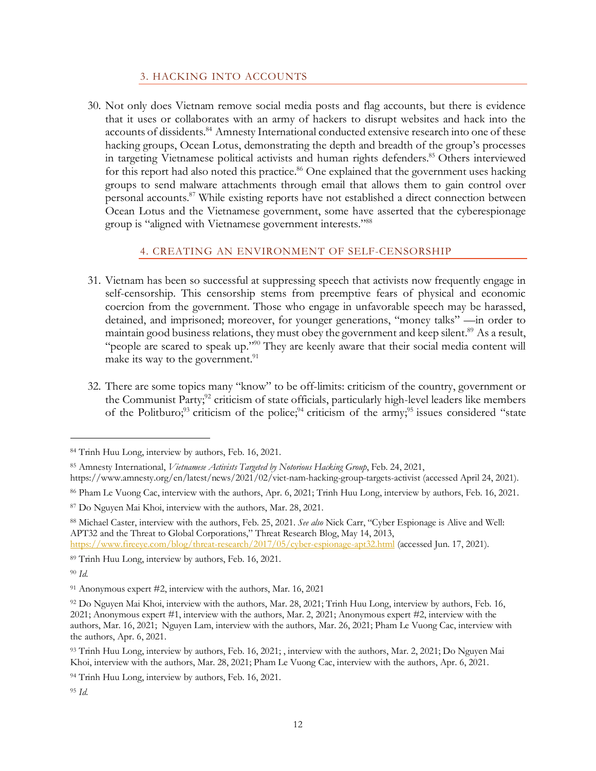### 3. HACKING INTO ACCOUNTS

30. Not only does Vietnam remove social media posts and flag accounts, but there is evidence that it uses or collaborates with an army of hackers to disrupt websites and hack into the accounts of dissidents.[84] Amnesty International conducted extensive research into one of these hacking groups, Ocean Lotus, demonstrating the depth and breadth of the group's processes in targeting Vietnamese political activists and human rights defenders.[85] Others interviewed for this report had also noted this practice.[86] One explained that the government uses hacking groups to send malware attachments through email that allows them to gain control over personal accounts.[87] While existing reports have not established a direct connection between Ocean Lotus and the Vietnamese government, some have asserted that the cyberespionage group is "aligned with Vietnamese government interests."[88]

### 4. CREATING AN ENVIRONMENT OF SELF-CENSORSHIP

31. Vietnam has been so successful at suppressing speech that activists now frequently engage in self-censorship. This censorship stems from preemptive fears of physical and economic coercion from the government. Those who engage in unfavorable speech may be harassed, detained, and imprisoned; moreover, for younger generations, "money talks" —in order to maintain good business relations, they must obey the government and keep silent.[89] As a result, "people are scared to speak up."[90] They are keenly aware that their social media content will make its way to the government.[91]

32. There are some topics many "know" to be off-limits: criticism of the country, government or the Communist Party;[92] criticism of state officials, particularly high-level leaders like members of the Politburo;[93] criticism of the police;[94] criticism of the army;[95] issues considered "state

---

[84] Trinh Huu Long, interview by authors, Feb. 16, 2021.

[85] Amnesty International, *Vietnamese Activists Targeted by Notorious Hacking Group*, Feb. 24, 2021, https://www.amnesty.org/en/latest/news/2021/02/viet-nam-hacking-group-targets-activist (accessed April 24, 2021).

[86] Pham Le Vuong Cac, interview with the authors, Apr. 6, 2021; Trinh Huu Long, interview by authors, Feb. 16, 2021.

[87] Do Nguyen Mai Khoi, interview with the authors, Mar. 28, 2021.

[88] Michael Caster, interview with the authors, Feb. 25, 2021. *See also* Nick Carr, "Cyber Espionage is Alive and Well: APT32 and the Threat to Global Corporations," Threat Research Blog, May 14, 2013, https://www.fireeye.com/blog/threat-research/2017/05/cyber-espionage-apt32.html (accessed Jun. 17, 2021).

[89] Trinh Huu Long, interview by authors, Feb. 16, 2021.

[90] *Id.*

[91] Anonymous expert #2, interview with the authors, Mar. 16, 2021

[92] Do Nguyen Mai Khoi, interview with the authors, Mar. 28, 2021; Trinh Huu Long, interview by authors, Feb. 16, 2021; Anonymous expert #1, interview with the authors, Mar. 2, 2021; Anonymous expert #2, interview with the authors, Mar. 16, 2021; Nguyen Lam, interview with the authors, Mar. 26, 2021; Pham Le Vuong Cac, interview with the authors, Apr. 6, 2021.

[93] Trinh Huu Long, interview by authors, Feb. 16, 2021; , interview with the authors, Mar. 2, 2021; Do Nguyen Mai Khoi, interview with the authors, Mar. 28, 2021; Pham Le Vuong Cac, interview with the authors, Apr. 6, 2021.

[94] Trinh Huu Long, interview by authors, Feb. 16, 2021.

[95] *Id.*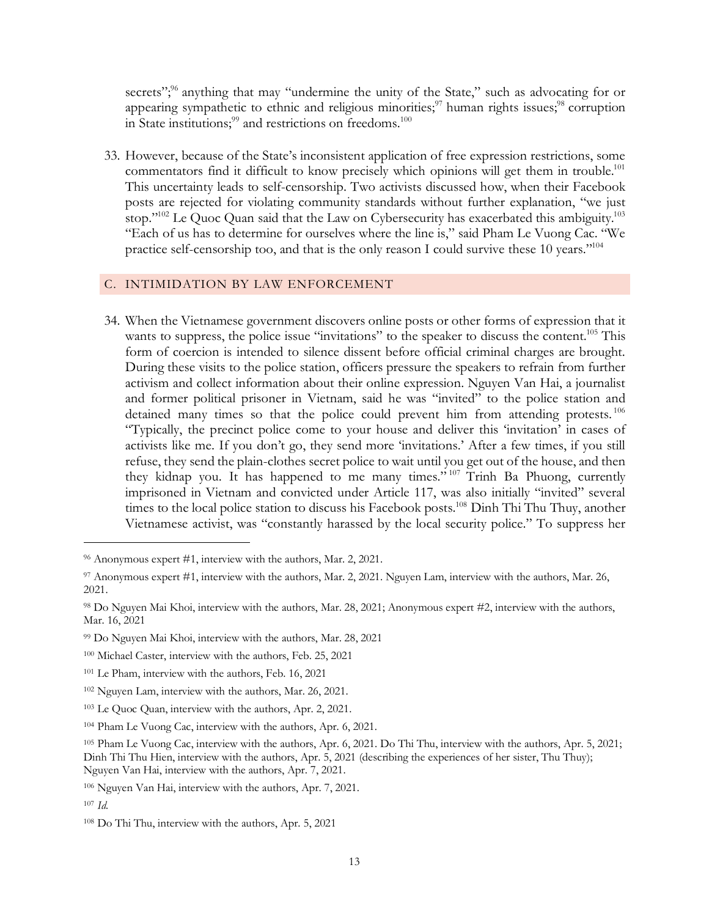secrets";[96] anything that may "undermine the unity of the State," such as advocating for or appearing sympathetic to ethnic and religious minorities;[97] human rights issues;[98] corruption in State institutions;[99] and restrictions on freedoms.[100]

33. However, because of the State's inconsistent application of free expression restrictions, some commentators find it difficult to know precisely which opinions will get them in trouble.[101] This uncertainty leads to self-censorship. Two activists discussed how, when their Facebook posts are rejected for violating community standards without further explanation, "we just stop."[102] Le Quoc Quan said that the Law on Cybersecurity has exacerbated this ambiguity.[103] "Each of us has to determine for ourselves where the line is," said Pham Le Vuong Cac. "We practice self-censorship too, and that is the only reason I could survive these 10 years."[104]

## C. INTIMIDATION BY LAW ENFORCEMENT

34. When the Vietnamese government discovers online posts or other forms of expression that it wants to suppress, the police issue "invitations" to the speaker to discuss the content.[105] This form of coercion is intended to silence dissent before official criminal charges are brought. During these visits to the police station, officers pressure the speakers to refrain from further activism and collect information about their online expression. Nguyen Van Hai, a journalist and former political prisoner in Vietnam, said he was "invited" to the police station and detained many times so that the police could prevent him from attending protests.[106] "Typically, the precinct police come to your house and deliver this 'invitation' in cases of activists like me. If you don't go, they send more 'invitations.' After a few times, if you still refuse, they send the plain-clothes secret police to wait until you get out of the house, and then they kidnap you. It has happened to me many times."[107] Trinh Ba Phuong, currently imprisoned in Vietnam and convicted under Article 117, was also initially "invited" several times to the local police station to discuss his Facebook posts.[108] Dinh Thi Thu Thuy, another Vietnamese activist, was "constantly harassed by the local security police." To suppress her

---

[96] Anonymous expert #1, interview with the authors, Mar. 2, 2021.

[97] Anonymous expert #1, interview with the authors, Mar. 2, 2021. Nguyen Lam, interview with the authors, Mar. 26, 2021.

[98] Do Nguyen Mai Khoi, interview with the authors, Mar. 28, 2021; Anonymous expert #2, interview with the authors, Mar. 16, 2021

[99] Do Nguyen Mai Khoi, interview with the authors, Mar. 28, 2021

[100] Michael Caster, interview with the authors, Feb. 25, 2021

[101] Le Pham, interview with the authors, Feb. 16, 2021

[102] Nguyen Lam, interview with the authors, Mar. 26, 2021.

[103] Le Quoc Quan, interview with the authors, Apr. 2, 2021.

[104] Pham Le Vuong Cac, interview with the authors, Apr. 6, 2021.

[105] Pham Le Vuong Cac, interview with the authors, Apr. 6, 2021. Do Thi Thu, interview with the authors, Apr. 5, 2021; Dinh Thi Thu Hien, interview with the authors, Apr. 5, 2021 (describing the experiences of her sister, Thu Thuy); Nguyen Van Hai, interview with the authors, Apr. 7, 2021.

[106] Nguyen Van Hai, interview with the authors, Apr. 7, 2021.

[107] *Id.*

[108] Do Thi Thu, interview with the authors, Apr. 5, 2021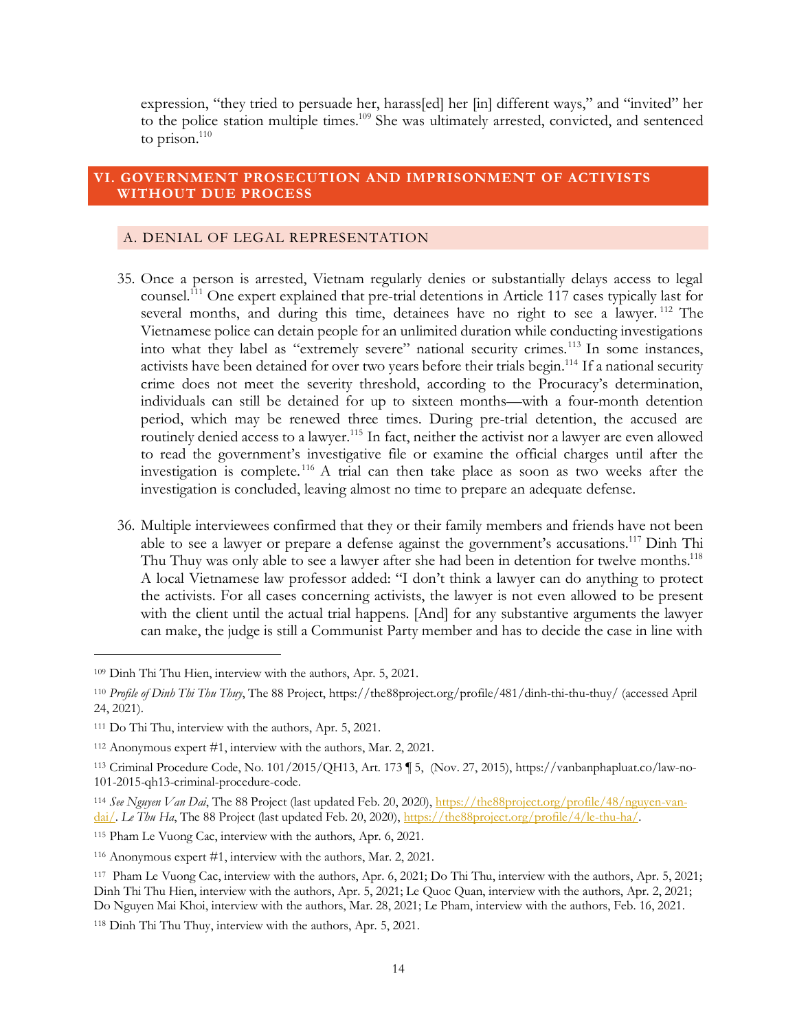expression, "they tried to persuade her, harass[ed] her [in] different ways," and "invited" her to the police station multiple times.[109] She was ultimately arrested, convicted, and sentenced to prison.[110]

## VI. GOVERNMENT PROSECUTION AND IMPRISONMENT OF ACTIVISTS WITHOUT DUE PROCESS

### A. DENIAL OF LEGAL REPRESENTATION

35. Once a person is arrested, Vietnam regularly denies or substantially delays access to legal counsel.[111] One expert explained that pre-trial detentions in Article 117 cases typically last for several months, and during this time, detainees have no right to see a lawyer.[112] The Vietnamese police can detain people for an unlimited duration while conducting investigations into what they label as "extremely severe" national security crimes.[113] In some instances, activists have been detained for over two years before their trials begin.[114] If a national security crime does not meet the severity threshold, according to the Procuracy's determination, individuals can still be detained for up to sixteen months—with a four-month detention period, which may be renewed three times. During pre-trial detention, the accused are routinely denied access to a lawyer.[115] In fact, neither the activist nor a lawyer are even allowed to read the government's investigative file or examine the official charges until after the investigation is complete.[116] A trial can then take place as soon as two weeks after the investigation is concluded, leaving almost no time to prepare an adequate defense.

36. Multiple interviewees confirmed that they or their family members and friends have not been able to see a lawyer or prepare a defense against the government's accusations.[117] Dinh Thi Thu Thuy was only able to see a lawyer after she had been in detention for twelve months.[118] A local Vietnamese law professor added: "I don't think a lawyer can do anything to protect the activists. For all cases concerning activists, the lawyer is not even allowed to be present with the client until the actual trial happens. [And] for any substantive arguments the lawyer can make, the judge is still a Communist Party member and has to decide the case in line with

---

[109] Dinh Thi Thu Hien, interview with the authors, Apr. 5, 2021.

[110] *Profile of Dinh Thi Thu Thuy*, The 88 Project, https://the88project.org/profile/481/dinh-thi-thu-thuy/ (accessed April 24, 2021).

[111] Do Thi Thu, interview with the authors, Apr. 5, 2021.

[112] Anonymous expert #1, interview with the authors, Mar. 2, 2021.

[113] Criminal Procedure Code, No. 101/2015/QH13, Art. 173 ¶ 5, (Nov. 27, 2015), https://vanbanphapluat.co/law-no-101-2015-qh13-criminal-procedure-code.

[114] *See Nguyen Van Dai*, The 88 Project (last updated Feb. 20, 2020), https://the88project.org/profile/48/nguyen-van-dai/. *Le Thu Ha*, The 88 Project (last updated Feb. 20, 2020), https://the88project.org/profile/4/le-thu-ha/.

[115] Pham Le Vuong Cac, interview with the authors, Apr. 6, 2021.

[116] Anonymous expert #1, interview with the authors, Mar. 2, 2021.

[117] Pham Le Vuong Cac, interview with the authors, Apr. 6, 2021; Do Thi Thu, interview with the authors, Apr. 5, 2021; Dinh Thi Thu Hien, interview with the authors, Apr. 5, 2021; Le Quoc Quan, interview with the authors, Apr. 2, 2021; Do Nguyen Mai Khoi, interview with the authors, Mar. 28, 2021; Le Pham, interview with the authors, Feb. 16, 2021.

[118] Dinh Thi Thu Thuy, interview with the authors, Apr. 5, 2021.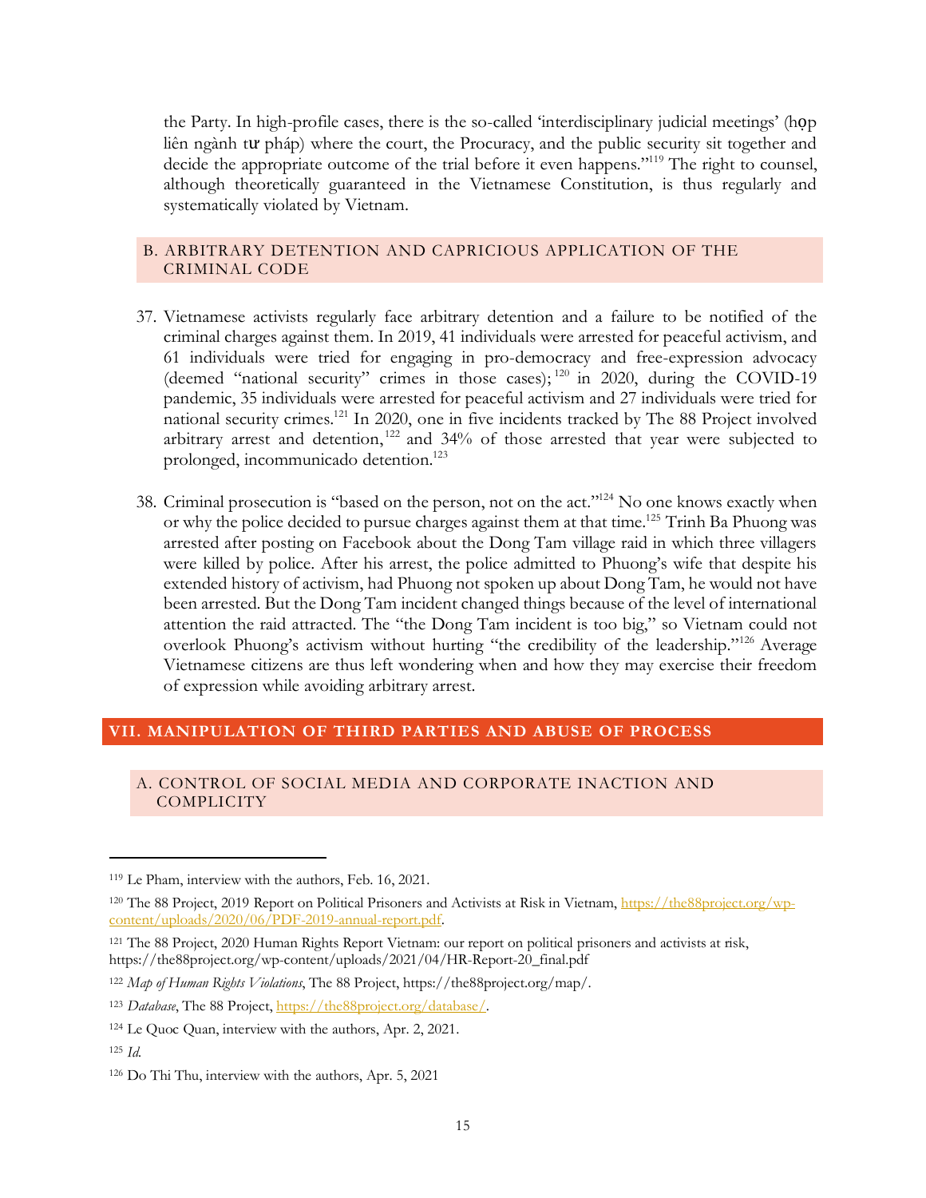the Party. In high-profile cases, there is the so-called 'interdisciplinary judicial meetings' (họp liên ngành tư pháp) where the court, the Procuracy, and the public security sit together and decide the appropriate outcome of the trial before it even happens."[119] The right to counsel, although theoretically guaranteed in the Vietnamese Constitution, is thus regularly and systematically violated by Vietnam.

### B. ARBITRARY DETENTION AND CAPRICIOUS APPLICATION OF THE CRIMINAL CODE

37. Vietnamese activists regularly face arbitrary detention and a failure to be notified of the criminal charges against them. In 2019, 41 individuals were arrested for peaceful activism, and 61 individuals were tried for engaging in pro-democracy and free-expression advocacy (deemed "national security" crimes in those cases);[120] in 2020, during the COVID-19 pandemic, 35 individuals were arrested for peaceful activism and 27 individuals were tried for national security crimes.[121] In 2020, one in five incidents tracked by The 88 Project involved arbitrary arrest and detention,[122] and 34% of those arrested that year were subjected to prolonged, incommunicado detention.[123]

38. Criminal prosecution is "based on the person, not on the act."[124] No one knows exactly when or why the police decided to pursue charges against them at that time.[125] Trinh Ba Phuong was arrested after posting on Facebook about the Dong Tam village raid in which three villagers were killed by police. After his arrest, the police admitted to Phuong's wife that despite his extended history of activism, had Phuong not spoken up about Dong Tam, he would not have been arrested. But the Dong Tam incident changed things because of the level of international attention the raid attracted. The "the Dong Tam incident is too big," so Vietnam could not overlook Phuong's activism without hurting "the credibility of the leadership."[126] Average Vietnamese citizens are thus left wondering when and how they may exercise their freedom of expression while avoiding arbitrary arrest.

## VII. MANIPULATION OF THIRD PARTIES AND ABUSE OF PROCESS

### A. CONTROL OF SOCIAL MEDIA AND CORPORATE INACTION AND COMPLICITY

---

[119] Le Pham, interview with the authors, Feb. 16, 2021.

[120] The 88 Project, 2019 Report on Political Prisoners and Activists at Risk in Vietnam, https://the88project.org/wp-content/uploads/2020/06/PDF-2019-annual-report.pdf.

[121] The 88 Project, 2020 Human Rights Report Vietnam: our report on political prisoners and activists at risk, https://the88project.org/wp-content/uploads/2021/04/HR-Report-20_final.pdf

[122] *Map of Human Rights Violations*, The 88 Project, https://the88project.org/map/.

[123] *Database*, The 88 Project, https://the88project.org/database/.

[124] Le Quoc Quan, interview with the authors, Apr. 2, 2021.

[125] *Id.*

[126] Do Thi Thu, interview with the authors, Apr. 5, 2021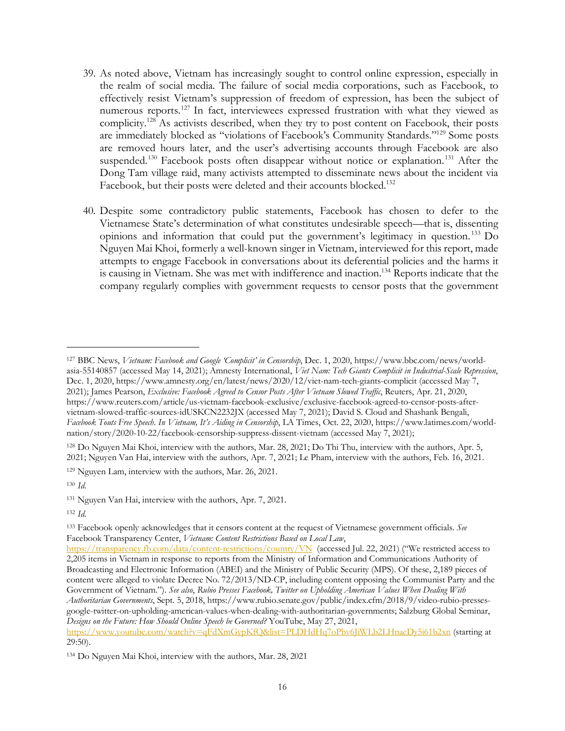39. As noted above, Vietnam has increasingly sought to control online expression, especially in the realm of social media. The failure of social media corporations, such as Facebook, to effectively resist Vietnam's suppression of freedom of expression, has been the subject of numerous reports.[127] In fact, interviewees expressed frustration with what they viewed as complicity.[128] As activists described, when they try to post content on Facebook, their posts are immediately blocked as "violations of Facebook's Community Standards."[129] Some posts are removed hours later, and the user's advertising accounts through Facebook are also suspended.[130] Facebook posts often disappear without notice or explanation.[131] After the Dong Tam village raid, many activists attempted to disseminate news about the incident via Facebook, but their posts were deleted and their accounts blocked.[132]

40. Despite some contradictory public statements, Facebook has chosen to defer to the Vietnamese State's determination of what constitutes undesirable speech—that is, dissenting opinions and information that could put the government's legitimacy in question.[133] Do Nguyen Mai Khoi, formerly a well-known singer in Vietnam, interviewed for this report, made attempts to engage Facebook in conversations about its deferential policies and the harms it is causing in Vietnam. She was met with indifference and inaction.[134] Reports indicate that the company regularly complies with government requests to censor posts that the government

---

[127] BBC News, *Vietnam: Facebook and Google 'Complicit' in Censorship*, Dec. 1, 2020, https://www.bbc.com/news/world-asia-55140857 (accessed May 14, 2021); Amnesty International, *Viet Nam: Tech Giants Complicit in Industrial-Scale Repression*, Dec. 1, 2020, https://www.amnesty.org/en/latest/news/2020/12/viet-nam-tech-giants-complicit (accessed May 7, 2021); James Pearson, *Exclusive: Facebook Agreed to Censor Posts After Vietnam Slowed Traffic*, Reuters, Apr. 21, 2020, https://www.reuters.com/article/us-vietnam-facebook-exclusive/exclusive-facebook-agreed-to-censor-posts-after-vietnam-slowed-traffic-sources-idUSKCN2232JX (accessed May 7, 2021); David S. Cloud and Shashank Bengali, *Facebook Touts Free Speech. In Vietnam, It's Aiding in Censorship*, LA Times, Oct. 22, 2020, https://www.latimes.com/world-nation/story/2020-10-22/facebook-censorship-suppress-dissent-vietnam (accessed May 7, 2021);

[128] Do Nguyen Mai Khoi, interview with the authors, Mar. 28, 2021; Do Thi Thu, interview with the authors, Apr. 5, 2021; Nguyen Van Hai, interview with the authors, Apr. 7, 2021; Le Pham, interview with the authors, Feb. 16, 2021.

[129] Nguyen Lam, interview with the authors, Mar. 26, 2021.

[130] *Id.*

[131] Nguyen Van Hai, interview with the authors, Apr. 7, 2021.

[132] *Id.*

[133] Facebook openly acknowledges that it censors content at the request of Vietnamese government officials. *See* Facebook Transparency Center, *Vietnam: Content Restrictions Based on Local Law*, https://transparency.fb.com/data/content-restrictions/country/VN (accessed Jul. 22, 2021) ("We restricted access to 2,205 items in Vietnam in response to reports from the Ministry of Information and Communications Authority of Broadcasting and Electronic Information (ABEI) and the Ministry of Public Security (MPS). Of these, 2,189 pieces of content were alleged to violate Decree No. 72/2013/ND-CP, including content opposing the Communist Party and the Government of Vietnam."). *See also*, *Rubio Presses Facebook, Twitter on Upholding American Values When Dealing With Authoritarian Governments*, Sept. 5, 2018, https://www.rubio.senate.gov/public/index.cfm/2018/9/video-rubio-presses-google-twitter-on-upholding-american-values-when-dealing-with-authoritarian-governments; Salzburg Global Seminar, *Designs on the Future: How Should Online Speech be Governed?* YouTube, May 27, 2021, https://www.youtube.com/watch?v=qFdXmGypKfQ&list=PLDHdHq7oPbv6JiWLb2LHnaeDy5i61b2xn (starting at 29:50).

[134] Do Nguyen Mai Khoi, interview with the authors, Mar. 28, 2021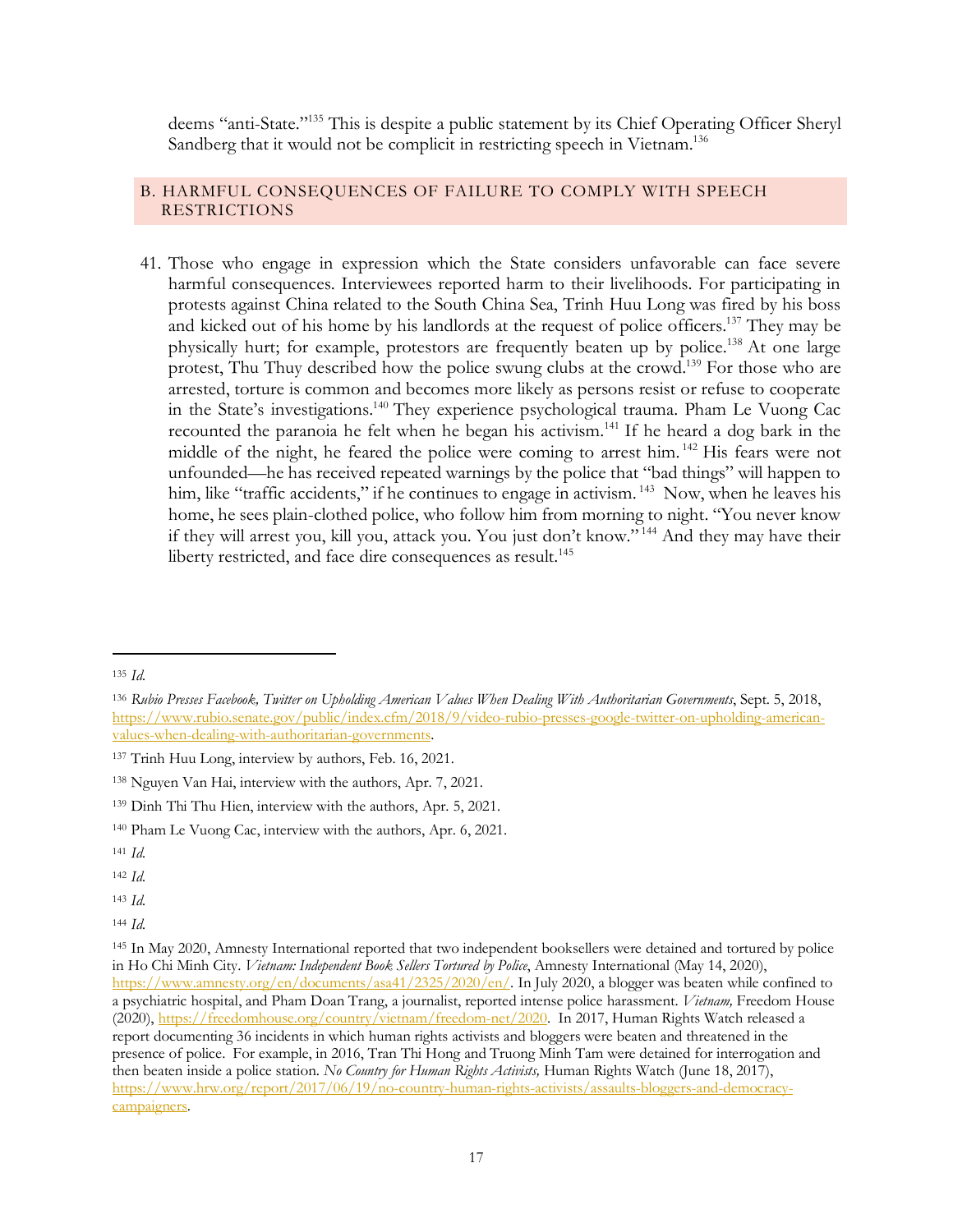deems "anti-State."[135] This is despite a public statement by its Chief Operating Officer Sheryl Sandberg that it would not be complicit in restricting speech in Vietnam.[136]

## B. HARMFUL CONSEQUENCES OF FAILURE TO COMPLY WITH SPEECH RESTRICTIONS

41. Those who engage in expression which the State considers unfavorable can face severe harmful consequences. Interviewees reported harm to their livelihoods. For participating in protests against China related to the South China Sea, Trinh Huu Long was fired by his boss and kicked out of his home by his landlords at the request of police officers.[137] They may be physically hurt; for example, protestors are frequently beaten up by police.[138] At one large protest, Thu Thuy described how the police swung clubs at the crowd.[139] For those who are arrested, torture is common and becomes more likely as persons resist or refuse to cooperate in the State's investigations.[140] They experience psychological trauma. Pham Le Vuong Cac recounted the paranoia he felt when he began his activism.[141] If he heard a dog bark in the middle of the night, he feared the police were coming to arrest him.[142] His fears were not unfounded—he has received repeated warnings by the police that "bad things" will happen to him, like "traffic accidents," if he continues to engage in activism.[143] Now, when he leaves his home, he sees plain-clothed police, who follow him from morning to night. "You never know if they will arrest you, kill you, attack you. You just don't know."[144] And they may have their liberty restricted, and face dire consequences as result.[145]

---

[135] *Id.*

[136] *Rubio Presses Facebook, Twitter on Upholding American Values When Dealing With Authoritarian Governments*, Sept. 5, 2018, https://www.rubio.senate.gov/public/index.cfm/2018/9/video-rubio-presses-google-twitter-on-upholding-american-values-when-dealing-with-authoritarian-governments.

[137] Trinh Huu Long, interview by authors, Feb. 16, 2021.

[138] Nguyen Van Hai, interview with the authors, Apr. 7, 2021.

[139] Dinh Thi Thu Hien, interview with the authors, Apr. 5, 2021.

[140] Pham Le Vuong Cac, interview with the authors, Apr. 6, 2021.

[141] *Id.*

[142] *Id.*

[143] *Id.*

[144] *Id.*

[145] In May 2020, Amnesty International reported that two independent booksellers were detained and tortured by police in Ho Chi Minh City. *Vietnam: Independent Book Sellers Tortured by Police*, Amnesty International (May 14, 2020), https://www.amnesty.org/en/documents/asa41/2325/2020/en/. In July 2020, a blogger was beaten while confined to a psychiatric hospital, and Pham Doan Trang, a journalist, reported intense police harassment. *Vietnam,* Freedom House (2020), https://freedomhouse.org/country/vietnam/freedom-net/2020. In 2017, Human Rights Watch released a report documenting 36 incidents in which human rights activists and bloggers were beaten and threatened in the presence of police. For example, in 2016, Tran Thi Hong and Truong Minh Tam were detained for interrogation and then beaten inside a police station. *No Country for Human Rights Activists,* Human Rights Watch (June 18, 2017), https://www.hrw.org/report/2017/06/19/no-country-human-rights-activists/assaults-bloggers-and-democracy-campaigners.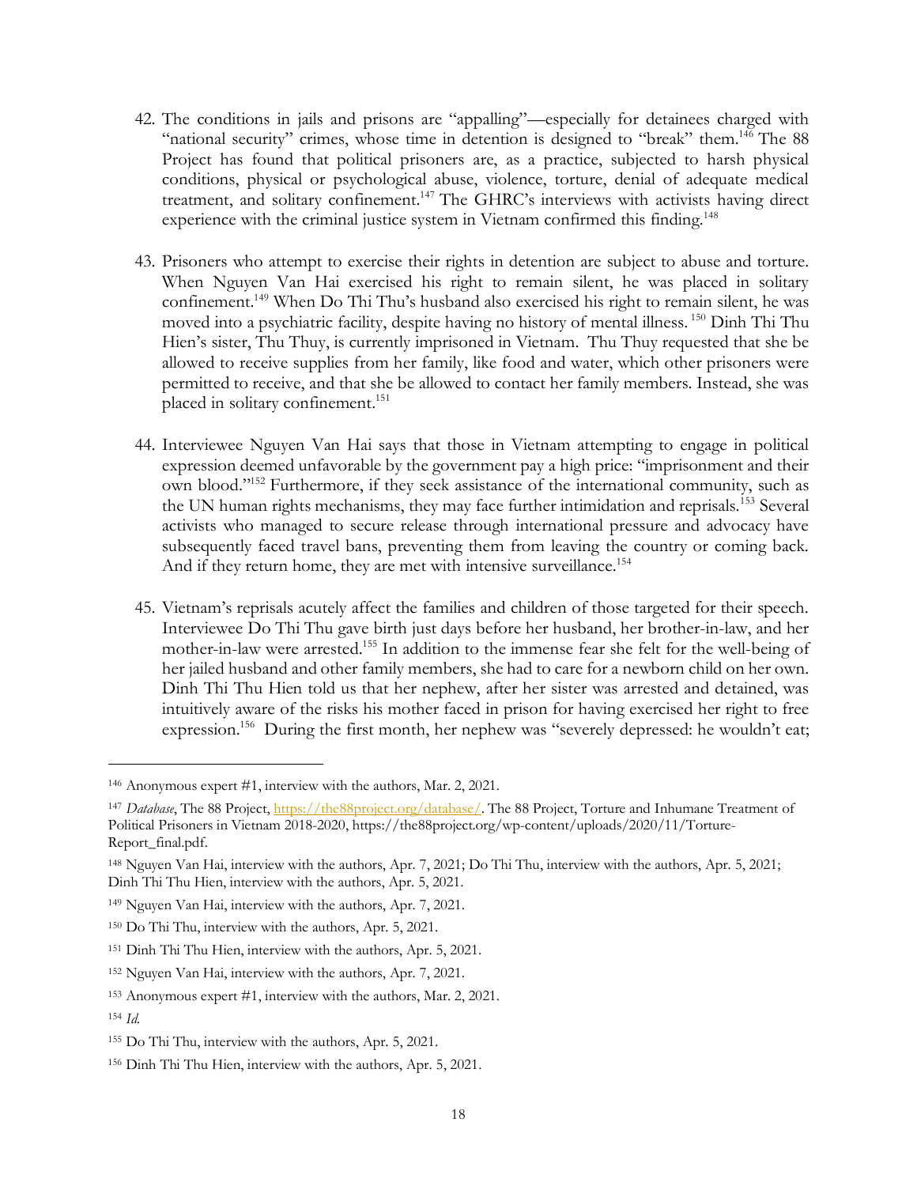42. The conditions in jails and prisons are "appalling"—especially for detainees charged with "national security" crimes, whose time in detention is designed to "break" them.[146] The 88 Project has found that political prisoners are, as a practice, subjected to harsh physical conditions, physical or psychological abuse, violence, torture, denial of adequate medical treatment, and solitary confinement.[147] The GHRC's interviews with activists having direct experience with the criminal justice system in Vietnam confirmed this finding.[148]

43. Prisoners who attempt to exercise their rights in detention are subject to abuse and torture. When Nguyen Van Hai exercised his right to remain silent, he was placed in solitary confinement.[149] When Do Thi Thu's husband also exercised his right to remain silent, he was moved into a psychiatric facility, despite having no history of mental illness.[150] Dinh Thi Thu Hien's sister, Thu Thuy, is currently imprisoned in Vietnam. Thu Thuy requested that she be allowed to receive supplies from her family, like food and water, which other prisoners were permitted to receive, and that she be allowed to contact her family members. Instead, she was placed in solitary confinement.[151]

44. Interviewee Nguyen Van Hai says that those in Vietnam attempting to engage in political expression deemed unfavorable by the government pay a high price: "imprisonment and their own blood."[152] Furthermore, if they seek assistance of the international community, such as the UN human rights mechanisms, they may face further intimidation and reprisals.[153] Several activists who managed to secure release through international pressure and advocacy have subsequently faced travel bans, preventing them from leaving the country or coming back. And if they return home, they are met with intensive surveillance.[154]

45. Vietnam's reprisals acutely affect the families and children of those targeted for their speech. Interviewee Do Thi Thu gave birth just days before her husband, her brother-in-law, and her mother-in-law were arrested.[155] In addition to the immense fear she felt for the well-being of her jailed husband and other family members, she had to care for a newborn child on her own. Dinh Thi Thu Hien told us that her nephew, after her sister was arrested and detained, was intuitively aware of the risks his mother faced in prison for having exercised her right to free expression.[156] During the first month, her nephew was "severely depressed: he wouldn't eat;

---

[146] Anonymous expert #1, interview with the authors, Mar. 2, 2021.

[147] *Database*, The 88 Project, https://the88project.org/database/. The 88 Project, Torture and Inhumane Treatment of Political Prisoners in Vietnam 2018-2020, https://the88project.org/wp-content/uploads/2020/11/Torture-Report_final.pdf.

[148] Nguyen Van Hai, interview with the authors, Apr. 7, 2021; Do Thi Thu, interview with the authors, Apr. 5, 2021; Dinh Thi Thu Hien, interview with the authors, Apr. 5, 2021.

[149] Nguyen Van Hai, interview with the authors, Apr. 7, 2021.

[150] Do Thi Thu, interview with the authors, Apr. 5, 2021.

[151] Dinh Thi Thu Hien, interview with the authors, Apr. 5, 2021.

[152] Nguyen Van Hai, interview with the authors, Apr. 7, 2021.

[153] Anonymous expert #1, interview with the authors, Mar. 2, 2021.

[154] *Id.*

[155] Do Thi Thu, interview with the authors, Apr. 5, 2021.

[156] Dinh Thi Thu Hien, interview with the authors, Apr. 5, 2021.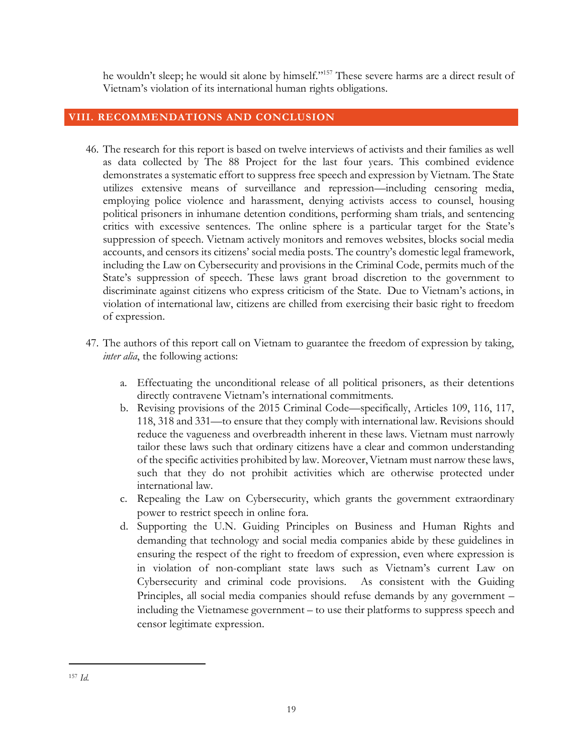he wouldn't sleep; he would sit alone by himself."[157] These severe harms are a direct result of Vietnam's violation of its international human rights obligations.

## VIII. RECOMMENDATIONS AND CONCLUSION

46. The research for this report is based on twelve interviews of activists and their families as well as data collected by The 88 Project for the last four years. This combined evidence demonstrates a systematic effort to suppress free speech and expression by Vietnam. The State utilizes extensive means of surveillance and repression—including censoring media, employing police violence and harassment, denying activists access to counsel, housing political prisoners in inhumane detention conditions, performing sham trials, and sentencing critics with excessive sentences. The online sphere is a particular target for the State's suppression of speech. Vietnam actively monitors and removes websites, blocks social media accounts, and censors its citizens' social media posts. The country's domestic legal framework, including the Law on Cybersecurity and provisions in the Criminal Code, permits much of the State's suppression of speech. These laws grant broad discretion to the government to discriminate against citizens who express criticism of the State. Due to Vietnam's actions, in violation of international law, citizens are chilled from exercising their basic right to freedom of expression.

47. The authors of this report call on Vietnam to guarantee the freedom of expression by taking, *inter alia*, the following actions:

    a. Effectuating the unconditional release of all political prisoners, as their detentions directly contravene Vietnam's international commitments.
    b. Revising provisions of the 2015 Criminal Code—specifically, Articles 109, 116, 117, 118, 318 and 331—to ensure that they comply with international law. Revisions should reduce the vagueness and overbreadth inherent in these laws. Vietnam must narrowly tailor these laws such that ordinary citizens have a clear and common understanding of the specific activities prohibited by law. Moreover, Vietnam must narrow these laws, such that they do not prohibit activities which are otherwise protected under international law.
    c. Repealing the Law on Cybersecurity, which grants the government extraordinary power to restrict speech in online fora.
    d. Supporting the U.N. Guiding Principles on Business and Human Rights and demanding that technology and social media companies abide by these guidelines in ensuring the respect of the right to freedom of expression, even where expression is in violation of non-compliant state laws such as Vietnam's current Law on Cybersecurity and criminal code provisions. As consistent with the Guiding Principles, all social media companies should refuse demands by any government – including the Vietnamese government – to use their platforms to suppress speech and censor legitimate expression.

---

[157] *Id.*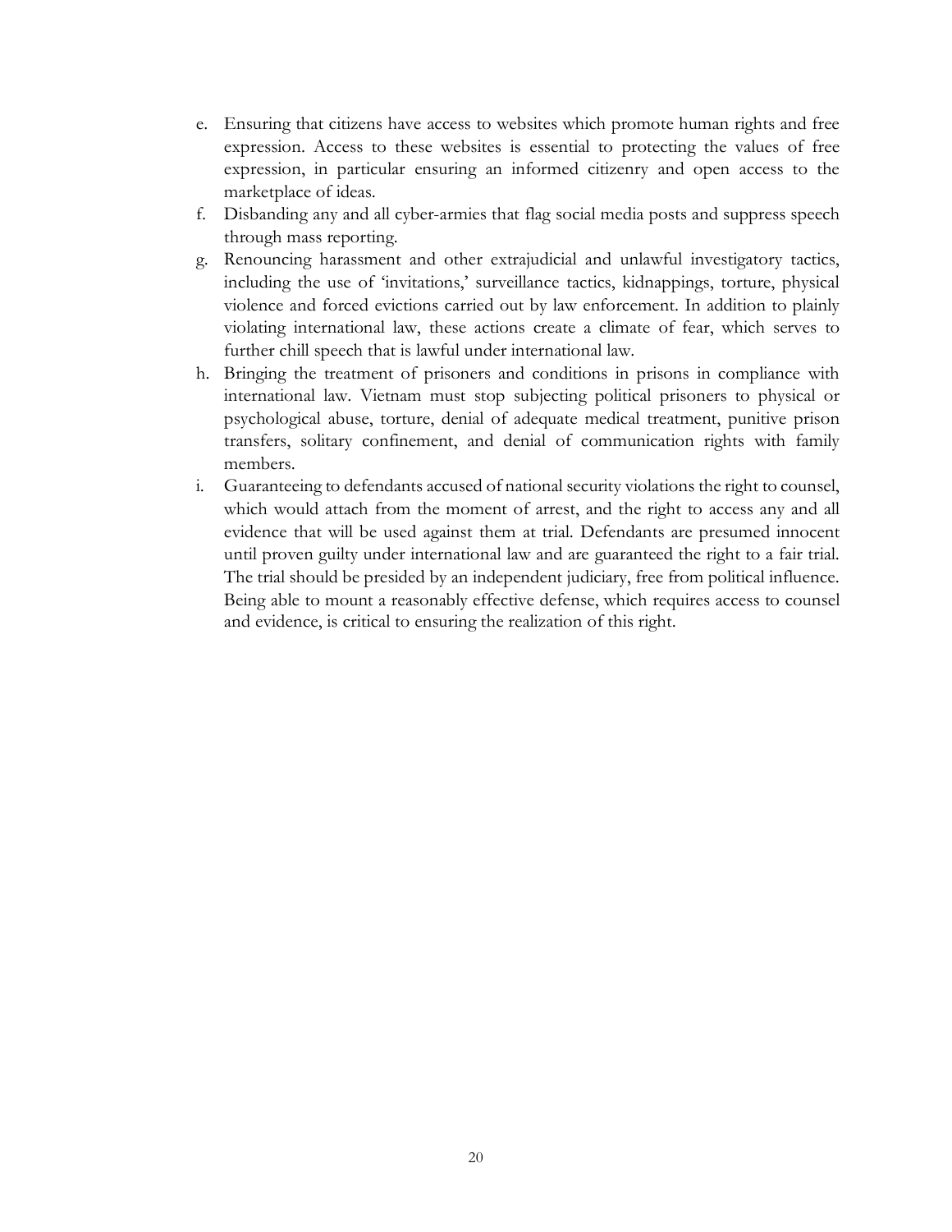e. Ensuring that citizens have access to websites which promote human rights and free expression. Access to these websites is essential to protecting the values of free expression, in particular ensuring an informed citizenry and open access to the marketplace of ideas.
f. Disbanding any and all cyber-armies that flag social media posts and suppress speech through mass reporting.
g. Renouncing harassment and other extrajudicial and unlawful investigatory tactics, including the use of 'invitations,' surveillance tactics, kidnappings, torture, physical violence and forced evictions carried out by law enforcement. In addition to plainly violating international law, these actions create a climate of fear, which serves to further chill speech that is lawful under international law.
h. Bringing the treatment of prisoners and conditions in prisons in compliance with international law. Vietnam must stop subjecting political prisoners to physical or psychological abuse, torture, denial of adequate medical treatment, punitive prison transfers, solitary confinement, and denial of communication rights with family members.
i. Guaranteeing to defendants accused of national security violations the right to counsel, which would attach from the moment of arrest, and the right to access any and all evidence that will be used against them at trial. Defendants are presumed innocent until proven guilty under international law and are guaranteed the right to a fair trial. The trial should be presided by an independent judiciary, free from political influence. Being able to mount a reasonably effective defense, which requires access to counsel and evidence, is critical to ensuring the realization of this right.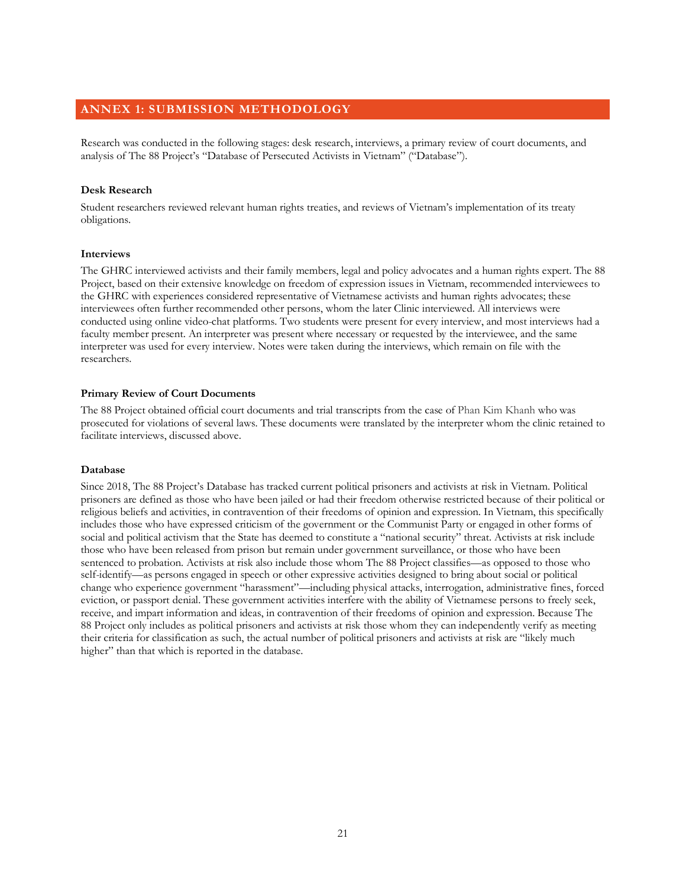## ANNEX 1: SUBMISSION METHODOLOGY

Research was conducted in the following stages: desk research, interviews, a primary review of court documents, and analysis of The 88 Project's "Database of Persecuted Activists in Vietnam" ("Database").

### Desk Research

Student researchers reviewed relevant human rights treaties, and reviews of Vietnam's implementation of its treaty obligations.

### Interviews

The GHRC interviewed activists and their family members, legal and policy advocates and a human rights expert. The 88 Project, based on their extensive knowledge on freedom of expression issues in Vietnam, recommended interviewees to the GHRC with experiences considered representative of Vietnamese activists and human rights advocates; these interviewees often further recommended other persons, whom the later Clinic interviewed. All interviews were conducted using online video-chat platforms. Two students were present for every interview, and most interviews had a faculty member present. An interpreter was present where necessary or requested by the interviewee, and the same interpreter was used for every interview. Notes were taken during the interviews, which remain on file with the researchers.

### Primary Review of Court Documents

The 88 Project obtained official court documents and trial transcripts from the case of Phan Kim Khanh who was prosecuted for violations of several laws. These documents were translated by the interpreter whom the clinic retained to facilitate interviews, discussed above.

### Database

Since 2018, The 88 Project's Database has tracked current political prisoners and activists at risk in Vietnam. Political prisoners are defined as those who have been jailed or had their freedom otherwise restricted because of their political or religious beliefs and activities, in contravention of their freedoms of opinion and expression. In Vietnam, this specifically includes those who have expressed criticism of the government or the Communist Party or engaged in other forms of social and political activism that the State has deemed to constitute a "national security" threat. Activists at risk include those who have been released from prison but remain under government surveillance, or those who have been sentenced to probation. Activists at risk also include those whom The 88 Project classifies—as opposed to those who self-identify—as persons engaged in speech or other expressive activities designed to bring about social or political change who experience government "harassment"—including physical attacks, interrogation, administrative fines, forced eviction, or passport denial. These government activities interfere with the ability of Vietnamese persons to freely seek, receive, and impart information and ideas, in contravention of their freedoms of opinion and expression. Because The 88 Project only includes as political prisoners and activists at risk those whom they can independently verify as meeting their criteria for classification as such, the actual number of political prisoners and activists at risk are "likely much higher" than that which is reported in the database.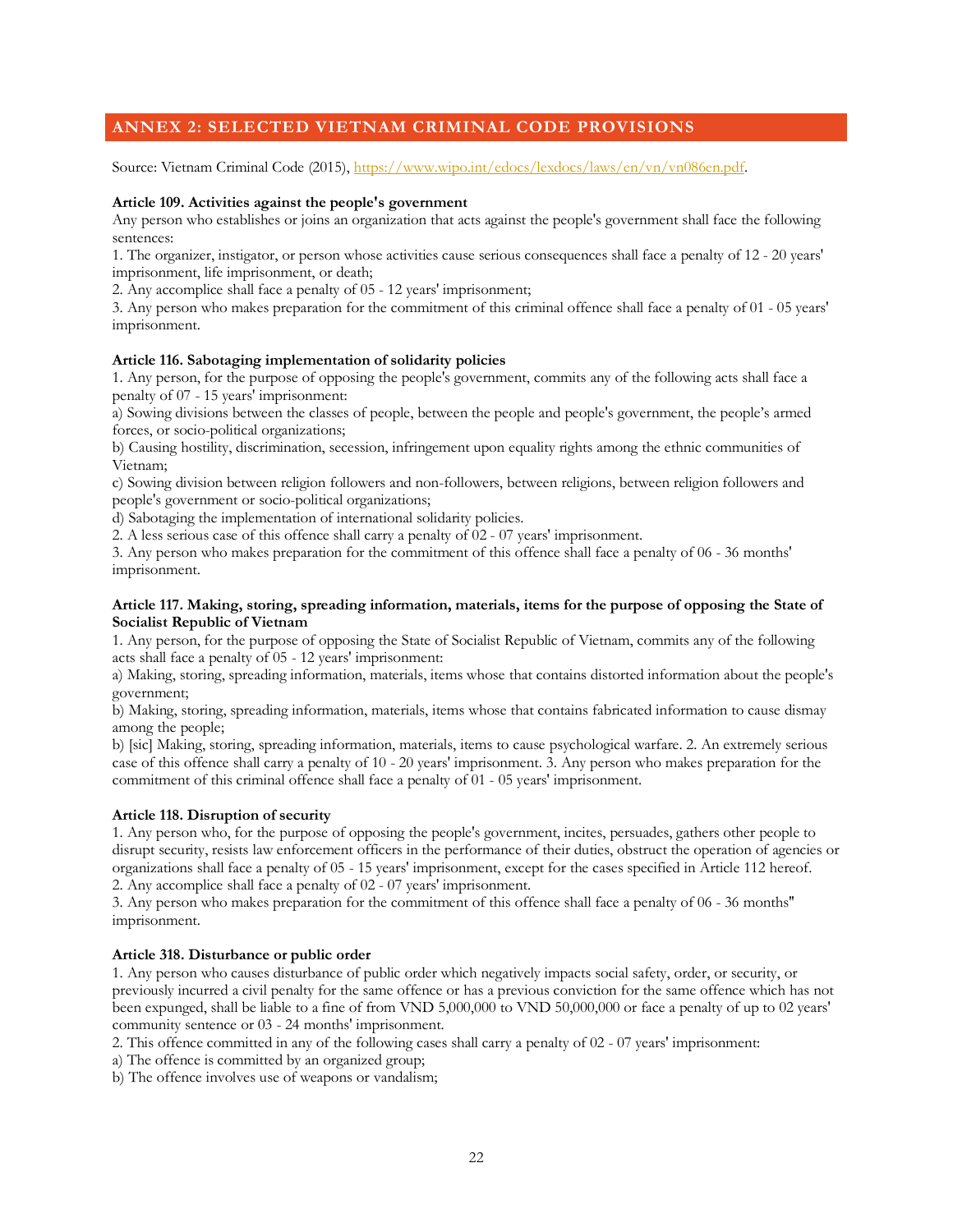## ANNEX 2: SELECTED VIETNAM CRIMINAL CODE PROVISIONS

Source: Vietnam Criminal Code (2015), https://www.wipo.int/edocs/lexdocs/laws/en/vn/vn086en.pdf.

**Article 109. Activities against the people's government**

Any person who establishes or joins an organization that acts against the people's government shall face the following sentences:

1. The organizer, instigator, or person whose activities cause serious consequences shall face a penalty of 12 - 20 years' imprisonment, life imprisonment, or death;
2. Any accomplice shall face a penalty of 05 - 12 years' imprisonment;
3. Any person who makes preparation for the commitment of this criminal offence shall face a penalty of 01 - 05 years' imprisonment.

**Article 116. Sabotaging implementation of solidarity policies**

1. Any person, for the purpose of opposing the people's government, commits any of the following acts shall face a penalty of 07 - 15 years' imprisonment:

a) Sowing divisions between the classes of people, between the people and people's government, the people's armed forces, or socio-political organizations;

b) Causing hostility, discrimination, secession, infringement upon equality rights among the ethnic communities of Vietnam;

c) Sowing division between religion followers and non-followers, between religions, between religion followers and people's government or socio-political organizations;

d) Sabotaging the implementation of international solidarity policies.

2. A less serious case of this offence shall carry a penalty of 02 - 07 years' imprisonment.

3. Any person who makes preparation for the commitment of this offence shall face a penalty of 06 - 36 months' imprisonment.

**Article 117. Making, storing, spreading information, materials, items for the purpose of opposing the State of Socialist Republic of Vietnam**

1. Any person, for the purpose of opposing the State of Socialist Republic of Vietnam, commits any of the following acts shall face a penalty of 05 - 12 years' imprisonment:

a) Making, storing, spreading information, materials, items whose that contains distorted information about the people's government;

b) Making, storing, spreading information, materials, items whose that contains fabricated information to cause dismay among the people;

b) [sic] Making, storing, spreading information, materials, items to cause psychological warfare. 2. An extremely serious case of this offence shall carry a penalty of 10 - 20 years' imprisonment. 3. Any person who makes preparation for the commitment of this criminal offence shall face a penalty of 01 - 05 years' imprisonment.

**Article 118. Disruption of security**

1. Any person who, for the purpose of opposing the people's government, incites, persuades, gathers other people to disrupt security, resists law enforcement officers in the performance of their duties, obstruct the operation of agencies or organizations shall face a penalty of 05 - 15 years' imprisonment, except for the cases specified in Article 112 hereof.
2. Any accomplice shall face a penalty of 02 - 07 years' imprisonment.
3. Any person who makes preparation for the commitment of this offence shall face a penalty of 06 - 36 months" imprisonment.

**Article 318. Disturbance or public order**

1. Any person who causes disturbance of public order which negatively impacts social safety, order, or security, or previously incurred a civil penalty for the same offence or has a previous conviction for the same offence which has not been expunged, shall be liable to a fine of from VND 5,000,000 to VND 50,000,000 or face a penalty of up to 02 years' community sentence or 03 - 24 months' imprisonment.
2. This offence committed in any of the following cases shall carry a penalty of 02 - 07 years' imprisonment:

a) The offence is committed by an organized group;

b) The offence involves use of weapons or vandalism;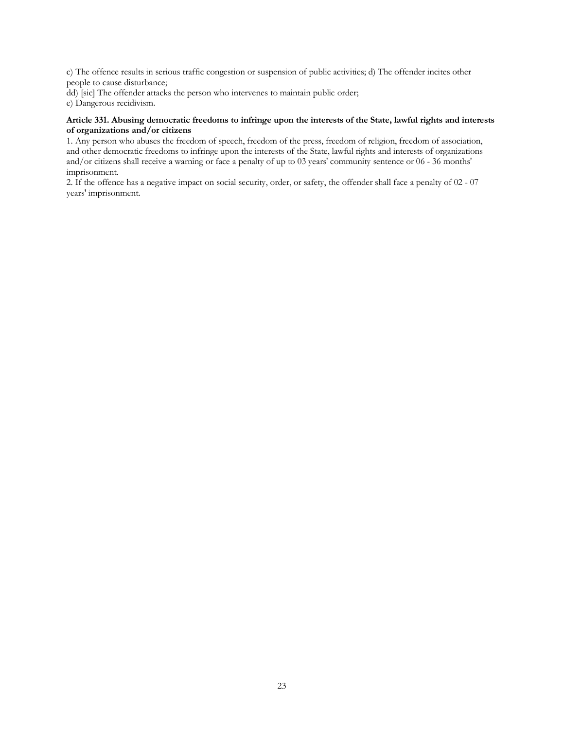c) The offence results in serious traffic congestion or suspension of public activities; d) The offender incites other people to cause disturbance;

dd) [sic] The offender attacks the person who intervenes to maintain public order;

e) Dangerous recidivism.

**Article 331. Abusing democratic freedoms to infringe upon the interests of the State, lawful rights and interests of organizations and/or citizens**

1. Any person who abuses the freedom of speech, freedom of the press, freedom of religion, freedom of association, and other democratic freedoms to infringe upon the interests of the State, lawful rights and interests of organizations and/or citizens shall receive a warning or face a penalty of up to 03 years' community sentence or 06 - 36 months' imprisonment.
2. If the offence has a negative impact on social security, order, or safety, the offender shall face a penalty of 02 - 07 years' imprisonment.